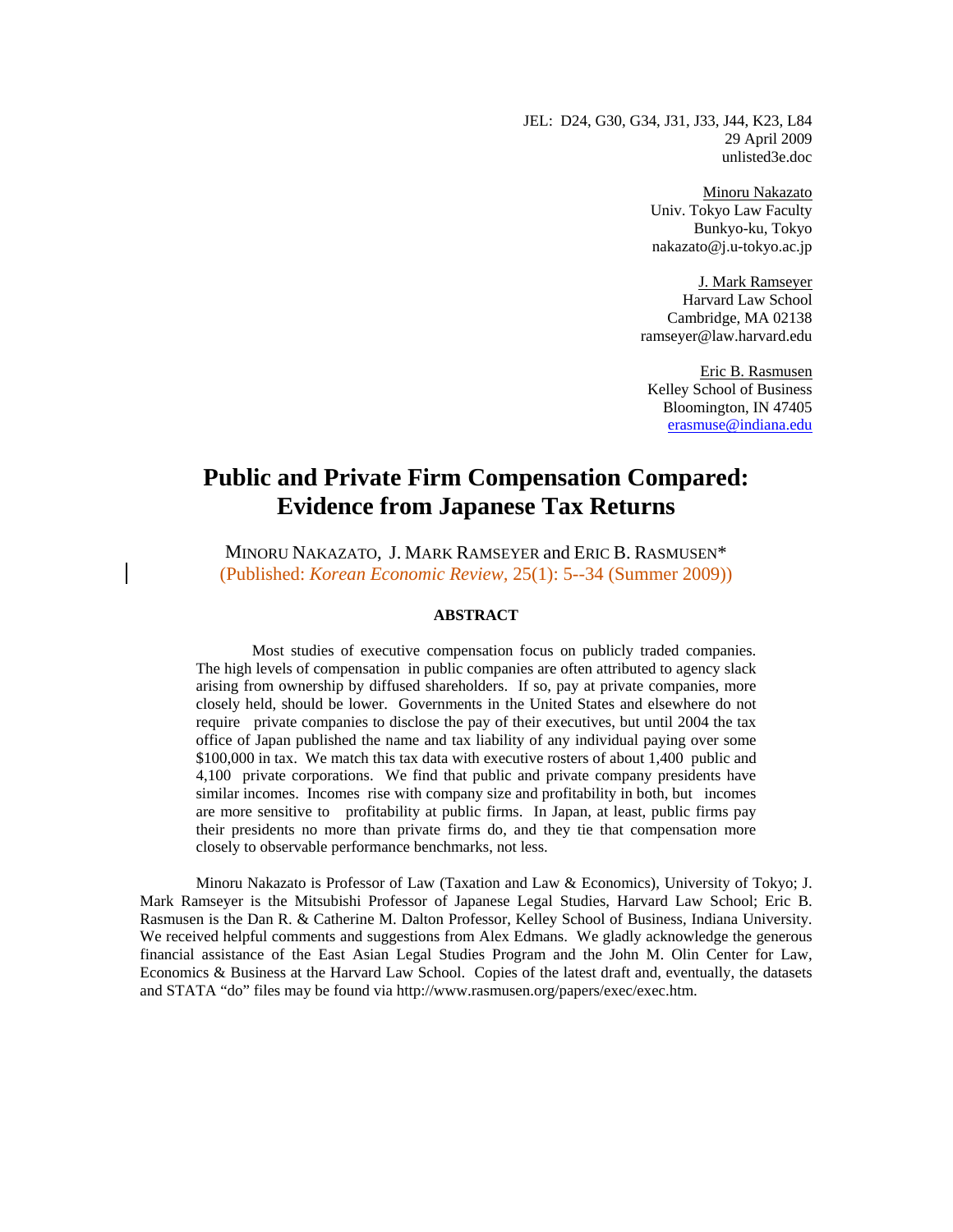JEL: D24, G30, G34, J31, J33, J44, K23, L84
29 April 2009
unlisted3e.doc

Minoru Nakazato
Univ. Tokyo Law Faculty
Bunkyo-ku, Tokyo
nakazato@j.u-tokyo.ac.jp

J. Mark Ramseyer
Harvard Law School
Cambridge, MA 02138
ramseyer@law.harvard.edu

Eric B. Rasmusen
Kelley School of Business
Bloomington, IN 47405
erasmuse@indiana.edu

# Public and Private Firm Compensation Compared: Evidence from Japanese Tax Returns

MINORU NAKAZATO, J. MARK RAMSEYER and ERIC B. RASMUSEN*
(Published: *Korean Economic Review*, 25(1): 5--34 (Summer 2009))

**ABSTRACT**

Most studies of executive compensation focus on publicly traded companies. The high levels of compensation in public companies are often attributed to agency slack arising from ownership by diffused shareholders. If so, pay at private companies, more closely held, should be lower. Governments in the United States and elsewhere do not require private companies to disclose the pay of their executives, but until 2004 the tax office of Japan published the name and tax liability of any individual paying over some $100,000 in tax. We match this tax data with executive rosters of about 1,400 public and 4,100 private corporations. We find that public and private company presidents have similar incomes. Incomes rise with company size and profitability in both, but incomes are more sensitive to profitability at public firms. In Japan, at least, public firms pay their presidents no more than private firms do, and they tie that compensation more closely to observable performance benchmarks, not less.

Minoru Nakazato is Professor of Law (Taxation and Law & Economics), University of Tokyo; J. Mark Ramseyer is the Mitsubishi Professor of Japanese Legal Studies, Harvard Law School; Eric B. Rasmusen is the Dan R. & Catherine M. Dalton Professor, Kelley School of Business, Indiana University. We received helpful comments and suggestions from Alex Edmans. We gladly acknowledge the generous financial assistance of the East Asian Legal Studies Program and the John M. Olin Center for Law, Economics & Business at the Harvard Law School. Copies of the latest draft and, eventually, the datasets and STATA "do" files may be found via http://www.rasmusen.org/papers/exec/exec.htm.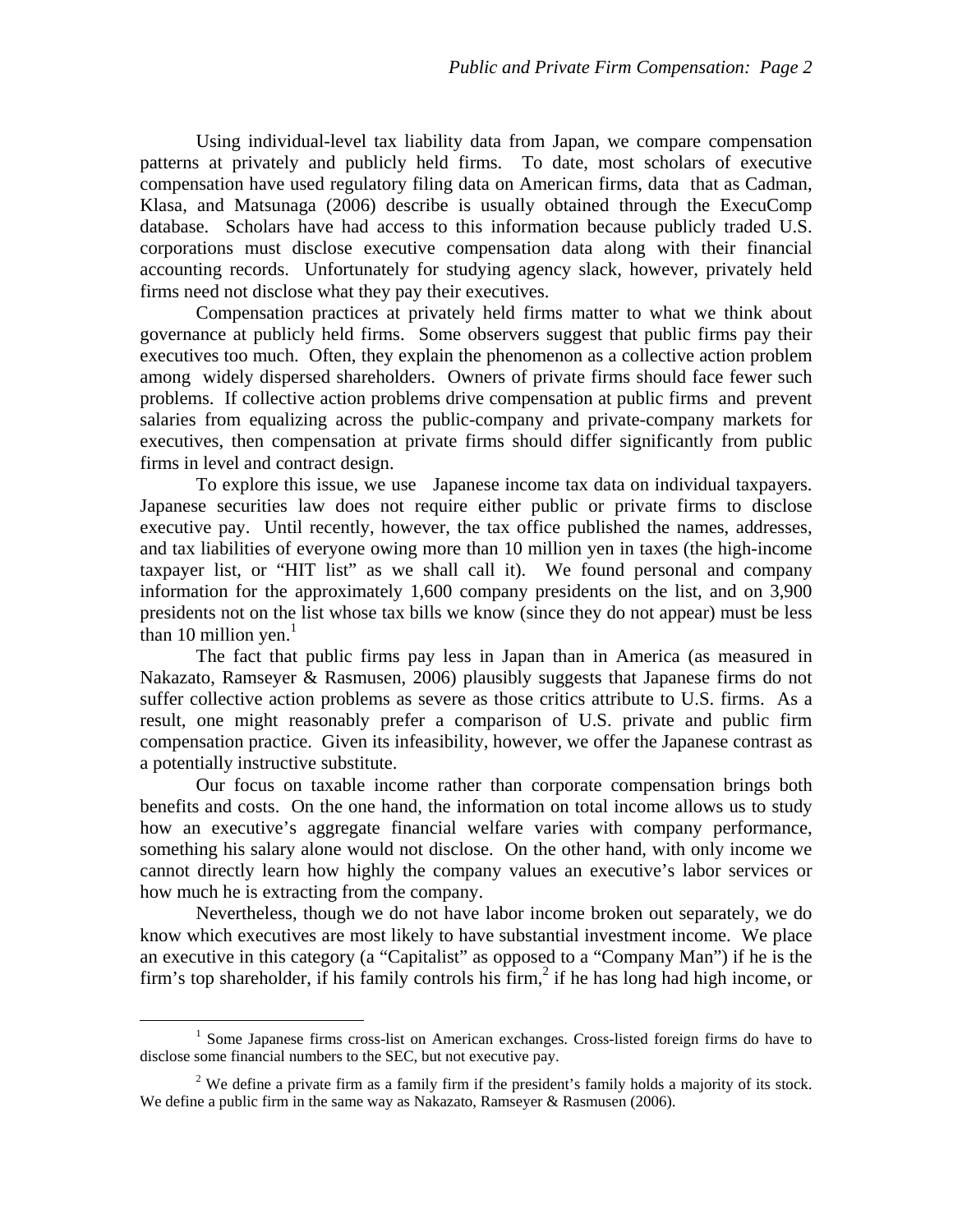Using individual-level tax liability data from Japan, we compare compensation patterns at privately and publicly held firms. To date, most scholars of executive compensation have used regulatory filing data on American firms, data that as Cadman, Klasa, and Matsunaga (2006) describe is usually obtained through the ExecuComp database. Scholars have had access to this information because publicly traded U.S. corporations must disclose executive compensation data along with their financial accounting records. Unfortunately for studying agency slack, however, privately held firms need not disclose what they pay their executives.

Compensation practices at privately held firms matter to what we think about governance at publicly held firms. Some observers suggest that public firms pay their executives too much. Often, they explain the phenomenon as a collective action problem among widely dispersed shareholders. Owners of private firms should face fewer such problems. If collective action problems drive compensation at public firms and prevent salaries from equalizing across the public-company and private-company markets for executives, then compensation at private firms should differ significantly from public firms in level and contract design.

To explore this issue, we use Japanese income tax data on individual taxpayers. Japanese securities law does not require either public or private firms to disclose executive pay. Until recently, however, the tax office published the names, addresses, and tax liabilities of everyone owing more than 10 million yen in taxes (the high-income taxpayer list, or "HIT list" as we shall call it). We found personal and company information for the approximately 1,600 company presidents on the list, and on 3,900 presidents not on the list whose tax bills we know (since they do not appear) must be less than 10 million yen.[1]

The fact that public firms pay less in Japan than in America (as measured in Nakazato, Ramseyer & Rasmusen, 2006) plausibly suggests that Japanese firms do not suffer collective action problems as severe as those critics attribute to U.S. firms. As a result, one might reasonably prefer a comparison of U.S. private and public firm compensation practice. Given its infeasibility, however, we offer the Japanese contrast as a potentially instructive substitute.

Our focus on taxable income rather than corporate compensation brings both benefits and costs. On the one hand, the information on total income allows us to study how an executive's aggregate financial welfare varies with company performance, something his salary alone would not disclose. On the other hand, with only income we cannot directly learn how highly the company values an executive's labor services or how much he is extracting from the company.

Nevertheless, though we do not have labor income broken out separately, we do know which executives are most likely to have substantial investment income. We place an executive in this category (a "Capitalist" as opposed to a "Company Man") if he is the firm's top shareholder, if his family controls his firm,[2] if he has long had high income, or

---

[1] Some Japanese firms cross-list on American exchanges. Cross-listed foreign firms do have to disclose some financial numbers to the SEC, but not executive pay.

[2] We define a private firm as a family firm if the president's family holds a majority of its stock. We define a public firm in the same way as Nakazato, Ramseyer & Rasmusen (2006).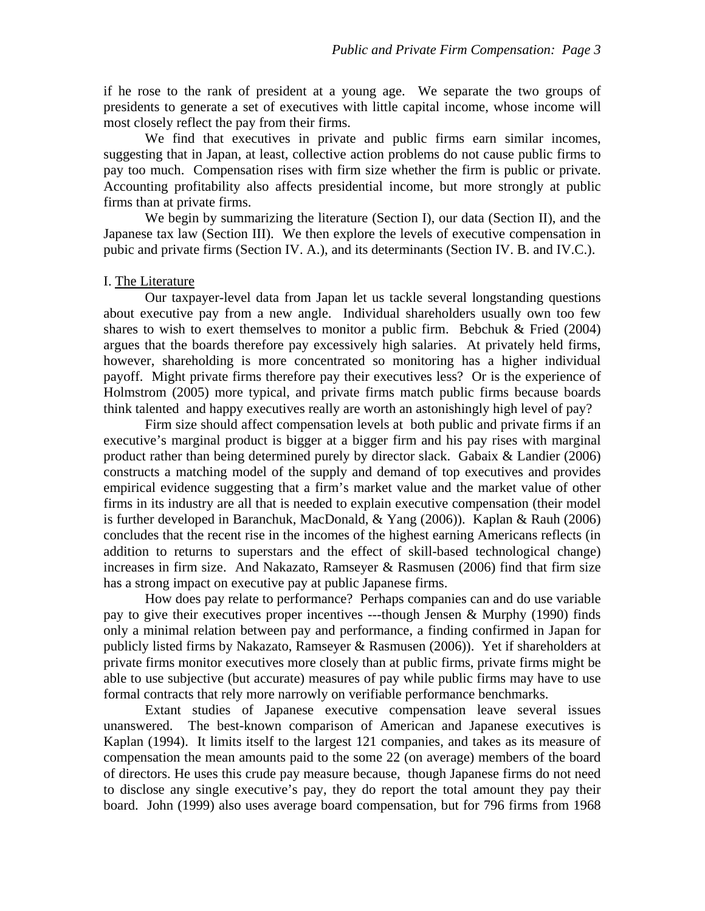if he rose to the rank of president at a young age. We separate the two groups of presidents to generate a set of executives with little capital income, whose income will most closely reflect the pay from their firms.

We find that executives in private and public firms earn similar incomes, suggesting that in Japan, at least, collective action problems do not cause public firms to pay too much. Compensation rises with firm size whether the firm is public or private. Accounting profitability also affects presidential income, but more strongly at public firms than at private firms.

We begin by summarizing the literature (Section I), our data (Section II), and the Japanese tax law (Section III). We then explore the levels of executive compensation in pubic and private firms (Section IV. A.), and its determinants (Section IV. B. and IV.C.).

## I. The Literature

Our taxpayer-level data from Japan let us tackle several longstanding questions about executive pay from a new angle. Individual shareholders usually own too few shares to wish to exert themselves to monitor a public firm. Bebchuk & Fried (2004) argues that the boards therefore pay excessively high salaries. At privately held firms, however, shareholding is more concentrated so monitoring has a higher individual payoff. Might private firms therefore pay their executives less? Or is the experience of Holmstrom (2005) more typical, and private firms match public firms because boards think talented and happy executives really are worth an astonishingly high level of pay?

Firm size should affect compensation levels at both public and private firms if an executive's marginal product is bigger at a bigger firm and his pay rises with marginal product rather than being determined purely by director slack. Gabaix & Landier (2006) constructs a matching model of the supply and demand of top executives and provides empirical evidence suggesting that a firm's market value and the market value of other firms in its industry are all that is needed to explain executive compensation (their model is further developed in Baranchuk, MacDonald, & Yang (2006)). Kaplan & Rauh (2006) concludes that the recent rise in the incomes of the highest earning Americans reflects (in addition to returns to superstars and the effect of skill-based technological change) increases in firm size. And Nakazato, Ramseyer & Rasmusen (2006) find that firm size has a strong impact on executive pay at public Japanese firms.

How does pay relate to performance? Perhaps companies can and do use variable pay to give their executives proper incentives ---though Jensen & Murphy (1990) finds only a minimal relation between pay and performance, a finding confirmed in Japan for publicly listed firms by Nakazato, Ramseyer & Rasmusen (2006)). Yet if shareholders at private firms monitor executives more closely than at public firms, private firms might be able to use subjective (but accurate) measures of pay while public firms may have to use formal contracts that rely more narrowly on verifiable performance benchmarks.

Extant studies of Japanese executive compensation leave several issues unanswered. The best-known comparison of American and Japanese executives is Kaplan (1994). It limits itself to the largest 121 companies, and takes as its measure of compensation the mean amounts paid to the some 22 (on average) members of the board of directors. He uses this crude pay measure because, though Japanese firms do not need to disclose any single executive's pay, they do report the total amount they pay their board. John (1999) also uses average board compensation, but for 796 firms from 1968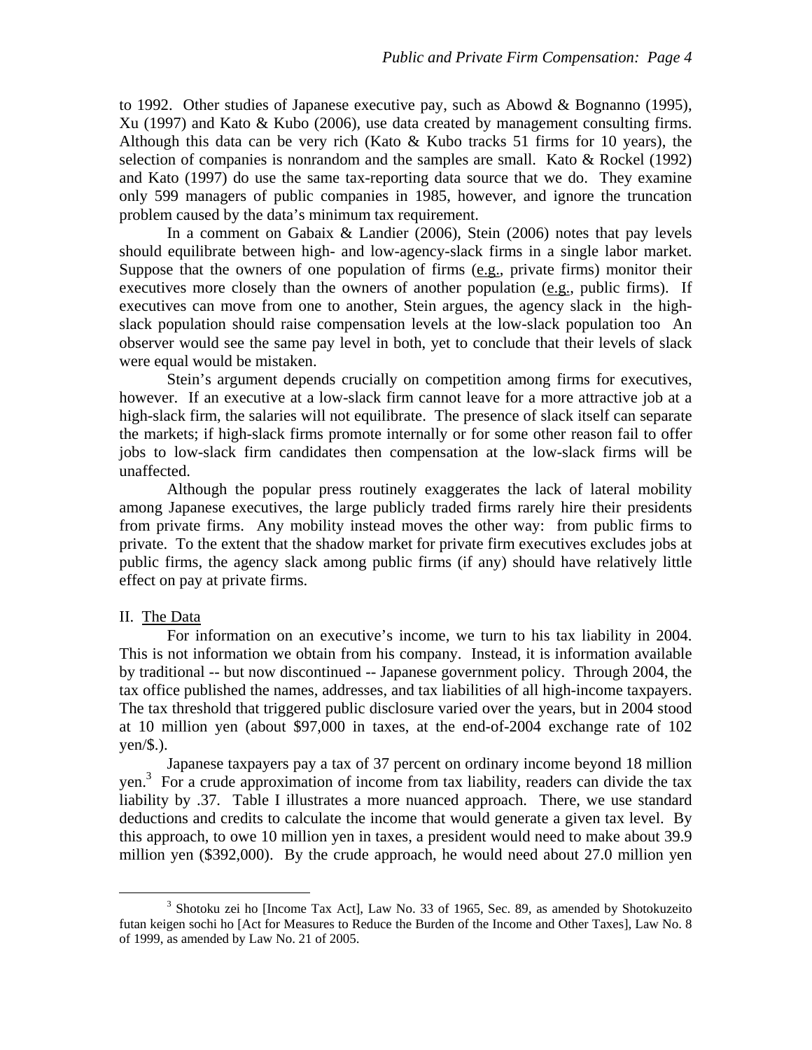to 1992. Other studies of Japanese executive pay, such as Abowd & Bognanno (1995), Xu (1997) and Kato & Kubo (2006), use data created by management consulting firms. Although this data can be very rich (Kato & Kubo tracks 51 firms for 10 years), the selection of companies is nonrandom and the samples are small. Kato & Rockel (1992) and Kato (1997) do use the same tax-reporting data source that we do. They examine only 599 managers of public companies in 1985, however, and ignore the truncation problem caused by the data's minimum tax requirement.

In a comment on Gabaix & Landier (2006), Stein (2006) notes that pay levels should equilibrate between high- and low-agency-slack firms in a single labor market. Suppose that the owners of one population of firms (e.g., private firms) monitor their executives more closely than the owners of another population (e.g., public firms). If executives can move from one to another, Stein argues, the agency slack in the high-slack population should raise compensation levels at the low-slack population too An observer would see the same pay level in both, yet to conclude that their levels of slack were equal would be mistaken.

Stein's argument depends crucially on competition among firms for executives, however. If an executive at a low-slack firm cannot leave for a more attractive job at a high-slack firm, the salaries will not equilibrate. The presence of slack itself can separate the markets; if high-slack firms promote internally or for some other reason fail to offer jobs to low-slack firm candidates then compensation at the low-slack firms will be unaffected.

Although the popular press routinely exaggerates the lack of lateral mobility among Japanese executives, the large publicly traded firms rarely hire their presidents from private firms. Any mobility instead moves the other way: from public firms to private. To the extent that the shadow market for private firm executives excludes jobs at public firms, the agency slack among public firms (if any) should have relatively little effect on pay at private firms.

## II. The Data

For information on an executive's income, we turn to his tax liability in 2004. This is not information we obtain from his company. Instead, it is information available by traditional -- but now discontinued -- Japanese government policy. Through 2004, the tax office published the names, addresses, and tax liabilities of all high-income taxpayers. The tax threshold that triggered public disclosure varied over the years, but in 2004 stood at 10 million yen (about $97,000 in taxes, at the end-of-2004 exchange rate of 102 yen/$.).

Japanese taxpayers pay a tax of 37 percent on ordinary income beyond 18 million yen.[3] For a crude approximation of income from tax liability, readers can divide the tax liability by .37. Table I illustrates a more nuanced approach. There, we use standard deductions and credits to calculate the income that would generate a given tax level. By this approach, to owe 10 million yen in taxes, a president would need to make about 39.9 million yen ($392,000). By the crude approach, he would need about 27.0 million yen

[3] Shotoku zei ho [Income Tax Act], Law No. 33 of 1965, Sec. 89, as amended by Shotokuzeito futan keigen sochi ho [Act for Measures to Reduce the Burden of the Income and Other Taxes], Law No. 8 of 1999, as amended by Law No. 21 of 2005.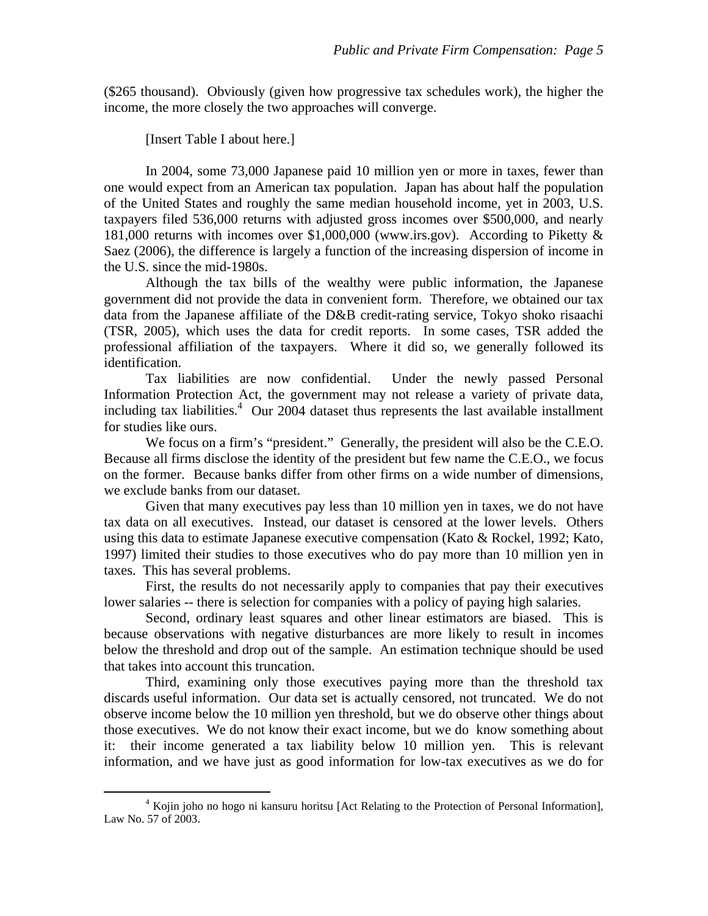($265 thousand). Obviously (given how progressive tax schedules work), the higher the income, the more closely the two approaches will converge.

[Insert Table I about here.]

In 2004, some 73,000 Japanese paid 10 million yen or more in taxes, fewer than one would expect from an American tax population. Japan has about half the population of the United States and roughly the same median household income, yet in 2003, U.S. taxpayers filed 536,000 returns with adjusted gross incomes over $500,000, and nearly 181,000 returns with incomes over $1,000,000 (www.irs.gov). According to Piketty & Saez (2006), the difference is largely a function of the increasing dispersion of income in the U.S. since the mid-1980s.

Although the tax bills of the wealthy were public information, the Japanese government did not provide the data in convenient form. Therefore, we obtained our tax data from the Japanese affiliate of the D&B credit-rating service, Tokyo shoko risaachi (TSR, 2005), which uses the data for credit reports. In some cases, TSR added the professional affiliation of the taxpayers. Where it did so, we generally followed its identification.

Tax liabilities are now confidential. Under the newly passed Personal Information Protection Act, the government may not release a variety of private data, including tax liabilities.[4] Our 2004 dataset thus represents the last available installment for studies like ours.

We focus on a firm's "president." Generally, the president will also be the C.E.O. Because all firms disclose the identity of the president but few name the C.E.O., we focus on the former. Because banks differ from other firms on a wide number of dimensions, we exclude banks from our dataset.

Given that many executives pay less than 10 million yen in taxes, we do not have tax data on all executives. Instead, our dataset is censored at the lower levels. Others using this data to estimate Japanese executive compensation (Kato & Rockel, 1992; Kato, 1997) limited their studies to those executives who do pay more than 10 million yen in taxes. This has several problems.

First, the results do not necessarily apply to companies that pay their executives lower salaries -- there is selection for companies with a policy of paying high salaries.

Second, ordinary least squares and other linear estimators are biased. This is because observations with negative disturbances are more likely to result in incomes below the threshold and drop out of the sample. An estimation technique should be used that takes into account this truncation.

Third, examining only those executives paying more than the threshold tax discards useful information. Our data set is actually censored, not truncated. We do not observe income below the 10 million yen threshold, but we do observe other things about those executives. We do not know their exact income, but we do know something about it: their income generated a tax liability below 10 million yen. This is relevant information, and we have just as good information for low-tax executives as we do for

[4] Kojin joho no hogo ni kansuru horitsu [Act Relating to the Protection of Personal Information], Law No. 57 of 2003.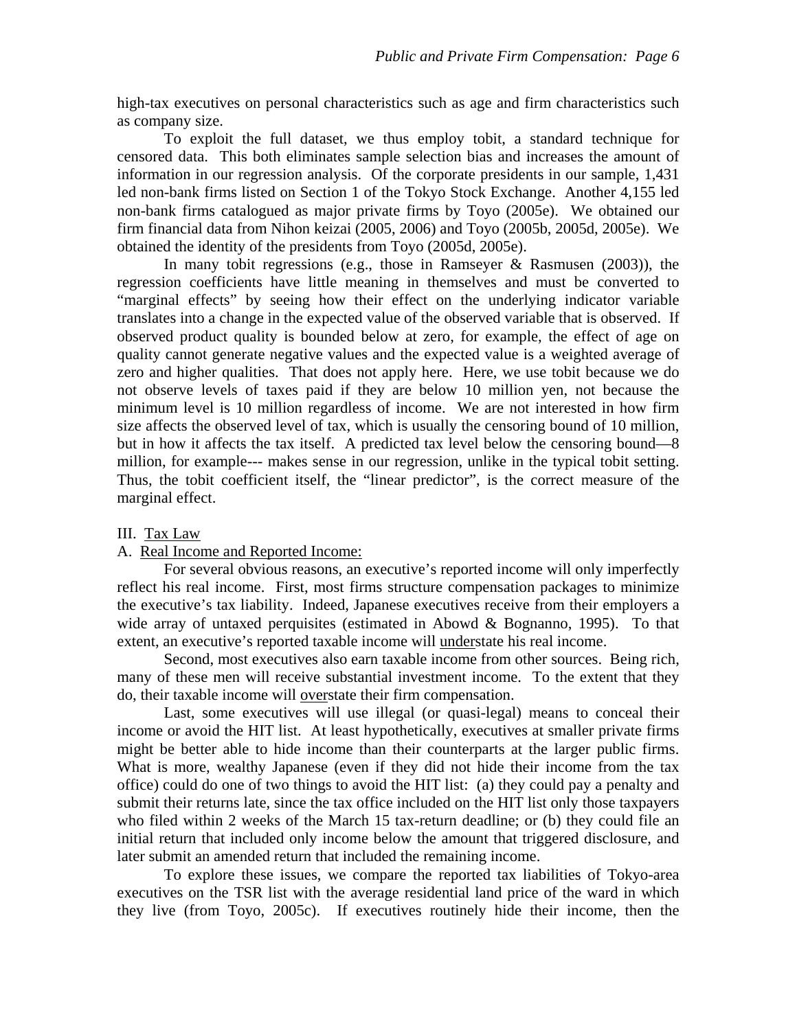high-tax executives on personal characteristics such as age and firm characteristics such as company size.

To exploit the full dataset, we thus employ tobit, a standard technique for censored data. This both eliminates sample selection bias and increases the amount of information in our regression analysis. Of the corporate presidents in our sample, 1,431 led non-bank firms listed on Section 1 of the Tokyo Stock Exchange. Another 4,155 led non-bank firms catalogued as major private firms by Toyo (2005e). We obtained our firm financial data from Nihon keizai (2005, 2006) and Toyo (2005b, 2005d, 2005e). We obtained the identity of the presidents from Toyo (2005d, 2005e).

In many tobit regressions (e.g., those in Ramseyer & Rasmusen (2003)), the regression coefficients have little meaning in themselves and must be converted to "marginal effects" by seeing how their effect on the underlying indicator variable translates into a change in the expected value of the observed variable that is observed. If observed product quality is bounded below at zero, for example, the effect of age on quality cannot generate negative values and the expected value is a weighted average of zero and higher qualities. That does not apply here. Here, we use tobit because we do not observe levels of taxes paid if they are below 10 million yen, not because the minimum level is 10 million regardless of income. We are not interested in how firm size affects the observed level of tax, which is usually the censoring bound of 10 million, but in how it affects the tax itself. A predicted tax level below the censoring bound—8 million, for example--- makes sense in our regression, unlike in the typical tobit setting. Thus, the tobit coefficient itself, the "linear predictor", is the correct measure of the marginal effect.

## III. Tax Law

### A. Real Income and Reported Income:

For several obvious reasons, an executive's reported income will only imperfectly reflect his real income. First, most firms structure compensation packages to minimize the executive's tax liability. Indeed, Japanese executives receive from their employers a wide array of untaxed perquisites (estimated in Abowd & Bognanno, 1995). To that extent, an executive's reported taxable income will understate his real income.

Second, most executives also earn taxable income from other sources. Being rich, many of these men will receive substantial investment income. To the extent that they do, their taxable income will overstate their firm compensation.

Last, some executives will use illegal (or quasi-legal) means to conceal their income or avoid the HIT list. At least hypothetically, executives at smaller private firms might be better able to hide income than their counterparts at the larger public firms. What is more, wealthy Japanese (even if they did not hide their income from the tax office) could do one of two things to avoid the HIT list: (a) they could pay a penalty and submit their returns late, since the tax office included on the HIT list only those taxpayers who filed within 2 weeks of the March 15 tax-return deadline; or (b) they could file an initial return that included only income below the amount that triggered disclosure, and later submit an amended return that included the remaining income.

To explore these issues, we compare the reported tax liabilities of Tokyo-area executives on the TSR list with the average residential land price of the ward in which they live (from Toyo, 2005c). If executives routinely hide their income, then the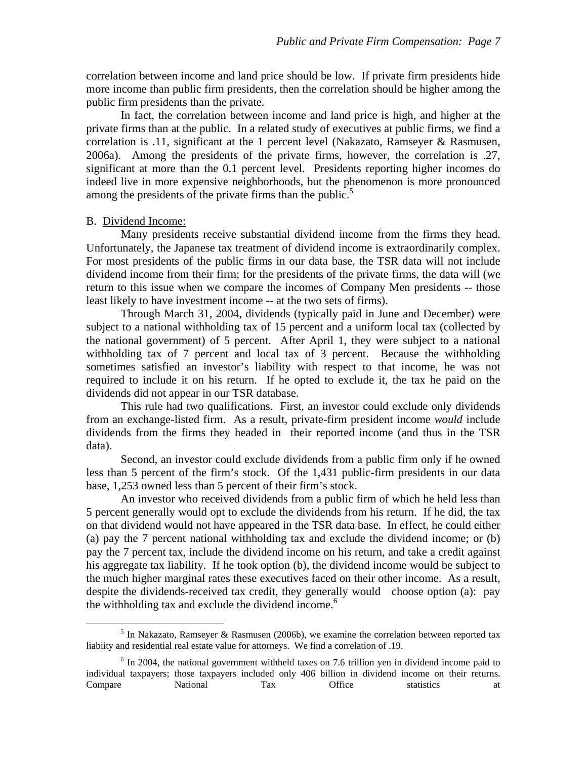correlation between income and land price should be low. If private firm presidents hide more income than public firm presidents, then the correlation should be higher among the public firm presidents than the private.

In fact, the correlation between income and land price is high, and higher at the private firms than at the public. In a related study of executives at public firms, we find a correlation is .11, significant at the 1 percent level (Nakazato, Ramseyer & Rasmusen, 2006a). Among the presidents of the private firms, however, the correlation is .27, significant at more than the 0.1 percent level. Presidents reporting higher incomes do indeed live in more expensive neighborhoods, but the phenomenon is more pronounced among the presidents of the private firms than the public.[5]

B. Dividend Income:

Many presidents receive substantial dividend income from the firms they head. Unfortunately, the Japanese tax treatment of dividend income is extraordinarily complex. For most presidents of the public firms in our data base, the TSR data will not include dividend income from their firm; for the presidents of the private firms, the data will (we return to this issue when we compare the incomes of Company Men presidents -- those least likely to have investment income -- at the two sets of firms).

Through March 31, 2004, dividends (typically paid in June and December) were subject to a national withholding tax of 15 percent and a uniform local tax (collected by the national government) of 5 percent. After April 1, they were subject to a national withholding tax of 7 percent and local tax of 3 percent. Because the withholding sometimes satisfied an investor's liability with respect to that income, he was not required to include it on his return. If he opted to exclude it, the tax he paid on the dividends did not appear in our TSR database.

This rule had two qualifications. First, an investor could exclude only dividends from an exchange-listed firm. As a result, private-firm president income *would* include dividends from the firms they headed in their reported income (and thus in the TSR data).

Second, an investor could exclude dividends from a public firm only if he owned less than 5 percent of the firm's stock. Of the 1,431 public-firm presidents in our data base, 1,253 owned less than 5 percent of their firm's stock.

An investor who received dividends from a public firm of which he held less than 5 percent generally would opt to exclude the dividends from his return. If he did, the tax on that dividend would not have appeared in the TSR data base. In effect, he could either (a) pay the 7 percent national withholding tax and exclude the dividend income; or (b) pay the 7 percent tax, include the dividend income on his return, and take a credit against his aggregate tax liability. If he took option (b), the dividend income would be subject to the much higher marginal rates these executives faced on their other income. As a result, despite the dividends-received tax credit, they generally would choose option (a): pay the withholding tax and exclude the dividend income.[6]

---

[5] In Nakazato, Ramseyer & Rasmusen (2006b), we examine the correlation between reported tax liabiity and residential real estate value for attorneys. We find a correlation of .19.

[6] In 2004, the national government withheld taxes on 7.6 trillion yen in dividend income paid to individual taxpayers; those taxpayers included only 406 billion in dividend income on their returns. Compare National Tax Office statistics at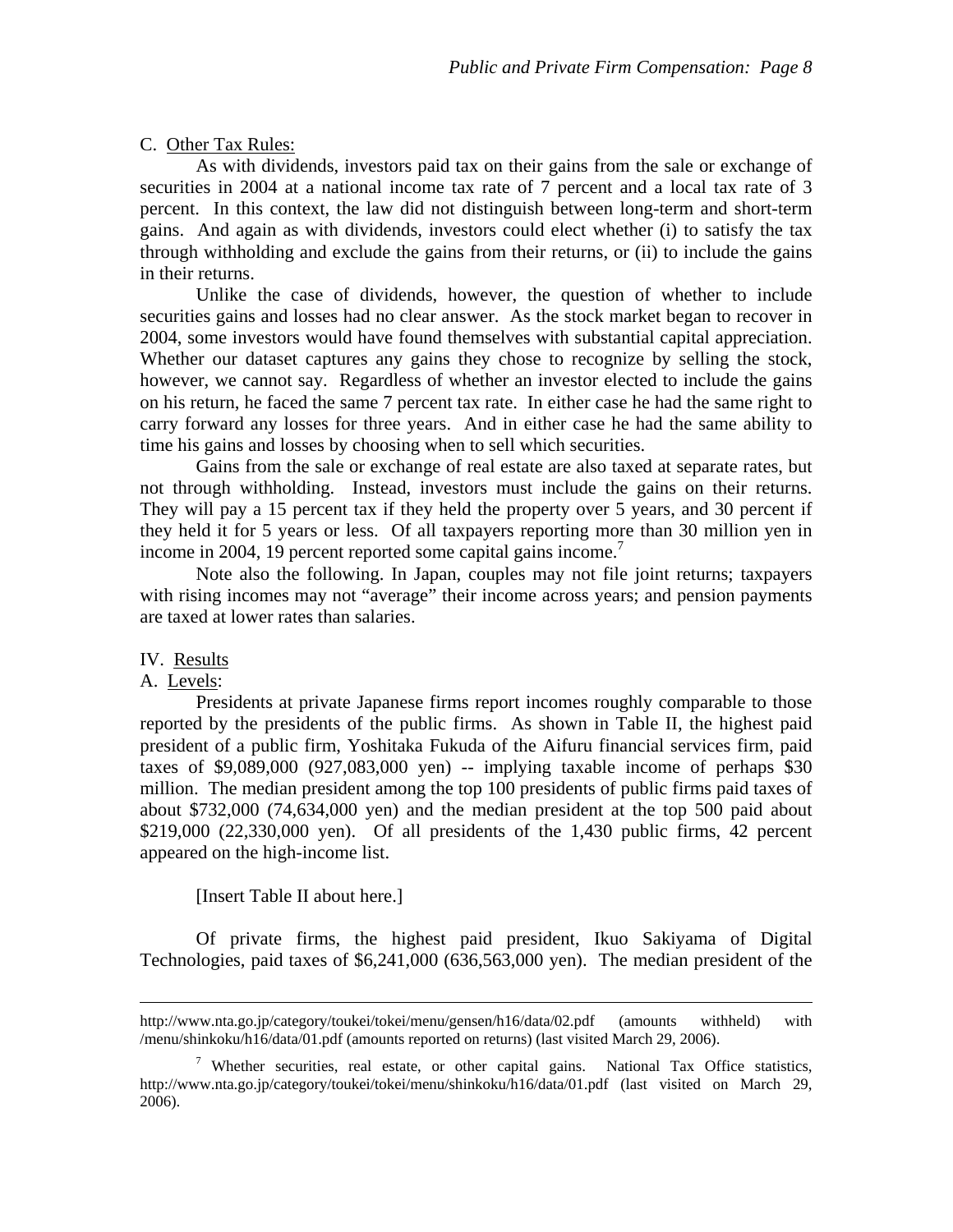C. Other Tax Rules:

As with dividends, investors paid tax on their gains from the sale or exchange of securities in 2004 at a national income tax rate of 7 percent and a local tax rate of 3 percent. In this context, the law did not distinguish between long-term and short-term gains. And again as with dividends, investors could elect whether (i) to satisfy the tax through withholding and exclude the gains from their returns, or (ii) to include the gains in their returns.

Unlike the case of dividends, however, the question of whether to include securities gains and losses had no clear answer. As the stock market began to recover in 2004, some investors would have found themselves with substantial capital appreciation. Whether our dataset captures any gains they chose to recognize by selling the stock, however, we cannot say. Regardless of whether an investor elected to include the gains on his return, he faced the same 7 percent tax rate. In either case he had the same right to carry forward any losses for three years. And in either case he had the same ability to time his gains and losses by choosing when to sell which securities.

Gains from the sale or exchange of real estate are also taxed at separate rates, but not through withholding. Instead, investors must include the gains on their returns. They will pay a 15 percent tax if they held the property over 5 years, and 30 percent if they held it for 5 years or less. Of all taxpayers reporting more than 30 million yen in income in 2004, 19 percent reported some capital gains income.[7]

Note also the following. In Japan, couples may not file joint returns; taxpayers with rising incomes may not "average" their income across years; and pension payments are taxed at lower rates than salaries.

IV. Results

A. Levels:

Presidents at private Japanese firms report incomes roughly comparable to those reported by the presidents of the public firms. As shown in Table II, the highest paid president of a public firm, Yoshitaka Fukuda of the Aifuru financial services firm, paid taxes of $9,089,000 (927,083,000 yen) -- implying taxable income of perhaps $30 million. The median president among the top 100 presidents of public firms paid taxes of about $732,000 (74,634,000 yen) and the median president at the top 500 paid about $219,000 (22,330,000 yen). Of all presidents of the 1,430 public firms, 42 percent appeared on the high-income list.

[Insert Table II about here.]

Of private firms, the highest paid president, Ikuo Sakiyama of Digital Technologies, paid taxes of $6,241,000 (636,563,000 yen). The median president of the

---

http://www.nta.go.jp/category/toukei/tokei/menu/gensen/h16/data/02.pdf (amounts withheld) with /menu/shinkoku/h16/data/01.pdf (amounts reported on returns) (last visited March 29, 2006).

[7] Whether securities, real estate, or other capital gains. National Tax Office statistics, http://www.nta.go.jp/category/toukei/tokei/menu/shinkoku/h16/data/01.pdf (last visited on March 29, 2006).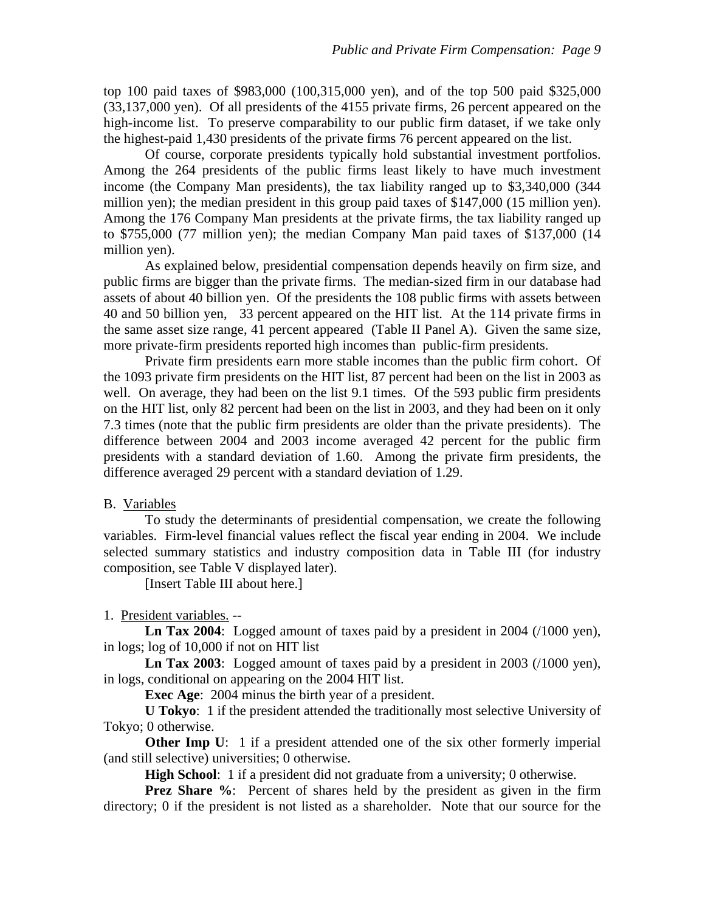top 100 paid taxes of $983,000 (100,315,000 yen), and of the top 500 paid $325,000 (33,137,000 yen). Of all presidents of the 4155 private firms, 26 percent appeared on the high-income list. To preserve comparability to our public firm dataset, if we take only the highest-paid 1,430 presidents of the private firms 76 percent appeared on the list.

Of course, corporate presidents typically hold substantial investment portfolios. Among the 264 presidents of the public firms least likely to have much investment income (the Company Man presidents), the tax liability ranged up to $3,340,000 (344 million yen); the median president in this group paid taxes of $147,000 (15 million yen). Among the 176 Company Man presidents at the private firms, the tax liability ranged up to $755,000 (77 million yen); the median Company Man paid taxes of $137,000 (14 million yen).

As explained below, presidential compensation depends heavily on firm size, and public firms are bigger than the private firms. The median-sized firm in our database had assets of about 40 billion yen. Of the presidents the 108 public firms with assets between 40 and 50 billion yen, 33 percent appeared on the HIT list. At the 114 private firms in the same asset size range, 41 percent appeared (Table II Panel A). Given the same size, more private-firm presidents reported high incomes than public-firm presidents.

Private firm presidents earn more stable incomes than the public firm cohort. Of the 1093 private firm presidents on the HIT list, 87 percent had been on the list in 2003 as well. On average, they had been on the list 9.1 times. Of the 593 public firm presidents on the HIT list, only 82 percent had been on the list in 2003, and they had been on it only 7.3 times (note that the public firm presidents are older than the private presidents). The difference between 2004 and 2003 income averaged 42 percent for the public firm presidents with a standard deviation of 1.60. Among the private firm presidents, the difference averaged 29 percent with a standard deviation of 1.29.

B. Variables

To study the determinants of presidential compensation, we create the following variables. Firm-level financial values reflect the fiscal year ending in 2004. We include selected summary statistics and industry composition data in Table III (for industry composition, see Table V displayed later).

[Insert Table III about here.]

1. President variables. --

**Ln Tax 2004**: Logged amount of taxes paid by a president in 2004 (/1000 yen), in logs; log of 10,000 if not on HIT list

**Ln Tax 2003**: Logged amount of taxes paid by a president in 2003 (/1000 yen), in logs, conditional on appearing on the 2004 HIT list.

**Exec Age**: 2004 minus the birth year of a president.

**U Tokyo**: 1 if the president attended the traditionally most selective University of Tokyo; 0 otherwise.

**Other Imp U**: 1 if a president attended one of the six other formerly imperial (and still selective) universities; 0 otherwise.

**High School**: 1 if a president did not graduate from a university; 0 otherwise.

**Prez Share %**: Percent of shares held by the president as given in the firm directory; 0 if the president is not listed as a shareholder. Note that our source for the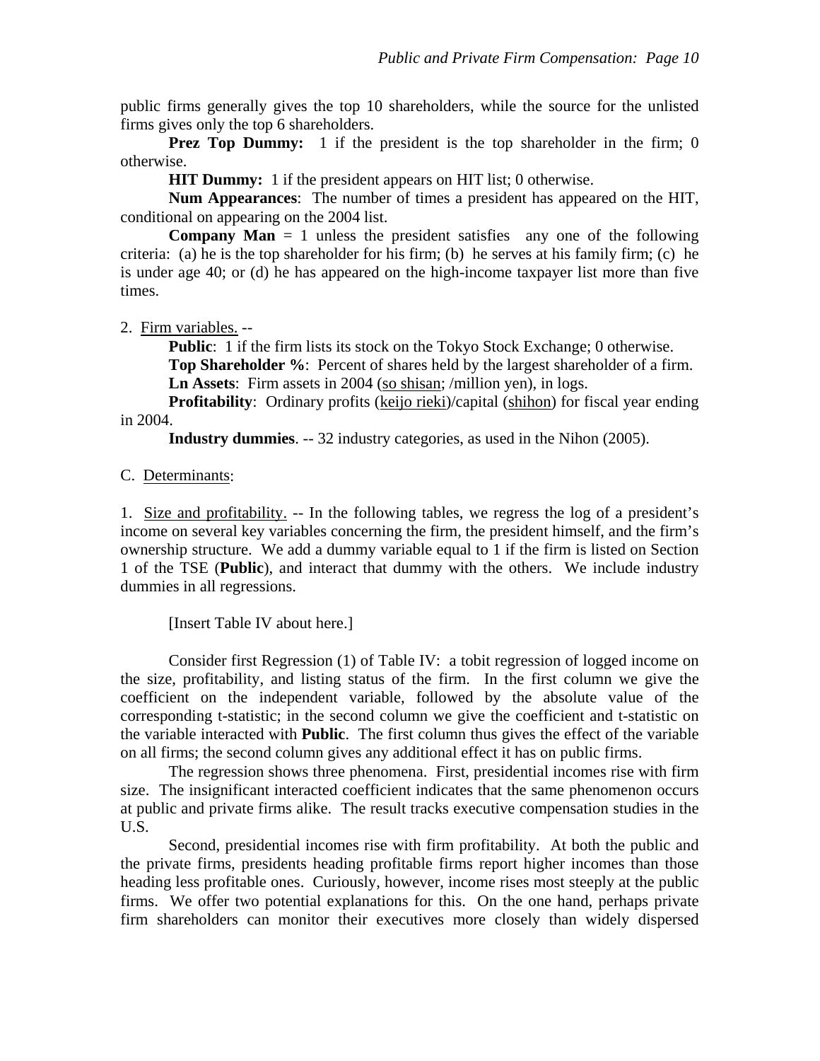public firms generally gives the top 10 shareholders, while the source for the unlisted firms gives only the top 6 shareholders.

**Prez Top Dummy:** 1 if the president is the top shareholder in the firm; 0 otherwise.

**HIT Dummy:** 1 if the president appears on HIT list; 0 otherwise.

**Num Appearances**: The number of times a president has appeared on the HIT, conditional on appearing on the 2004 list.

**Company Man** = 1 unless the president satisfies any one of the following criteria: (a) he is the top shareholder for his firm; (b) he serves at his family firm; (c) he is under age 40; or (d) he has appeared on the high-income taxpayer list more than five times.

2. Firm variables. --

**Public**: 1 if the firm lists its stock on the Tokyo Stock Exchange; 0 otherwise.

**Top Shareholder %**: Percent of shares held by the largest shareholder of a firm.

**Ln Assets**: Firm assets in 2004 (so shisan; /million yen), in logs.

**Profitability**: Ordinary profits (keijo rieki)/capital (shihon) for fiscal year ending in 2004.

**Industry dummies**. -- 32 industry categories, as used in the Nihon (2005).

C. Determinants:

1. Size and profitability. -- In the following tables, we regress the log of a president's income on several key variables concerning the firm, the president himself, and the firm's ownership structure. We add a dummy variable equal to 1 if the firm is listed on Section 1 of the TSE (**Public**), and interact that dummy with the others. We include industry dummies in all regressions.

[Insert Table IV about here.]

Consider first Regression (1) of Table IV: a tobit regression of logged income on the size, profitability, and listing status of the firm. In the first column we give the coefficient on the independent variable, followed by the absolute value of the corresponding t-statistic; in the second column we give the coefficient and t-statistic on the variable interacted with **Public**. The first column thus gives the effect of the variable on all firms; the second column gives any additional effect it has on public firms.

The regression shows three phenomena. First, presidential incomes rise with firm size. The insignificant interacted coefficient indicates that the same phenomenon occurs at public and private firms alike. The result tracks executive compensation studies in the U.S.

Second, presidential incomes rise with firm profitability. At both the public and the private firms, presidents heading profitable firms report higher incomes than those heading less profitable ones. Curiously, however, income rises most steeply at the public firms. We offer two potential explanations for this. On the one hand, perhaps private firm shareholders can monitor their executives more closely than widely dispersed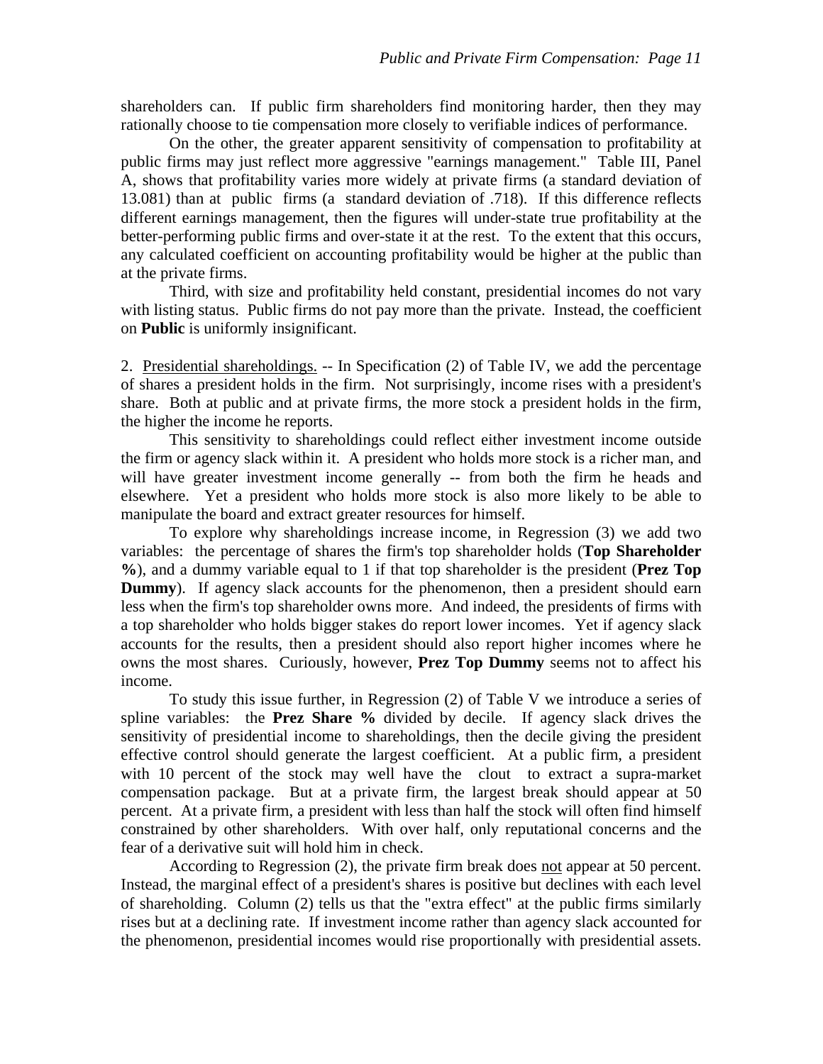shareholders can. If public firm shareholders find monitoring harder, then they may rationally choose to tie compensation more closely to verifiable indices of performance.

On the other, the greater apparent sensitivity of compensation to profitability at public firms may just reflect more aggressive "earnings management." Table III, Panel A, shows that profitability varies more widely at private firms (a standard deviation of 13.081) than at public firms (a standard deviation of .718). If this difference reflects different earnings management, then the figures will under-state true profitability at the better-performing public firms and over-state it at the rest. To the extent that this occurs, any calculated coefficient on accounting profitability would be higher at the public than at the private firms.

Third, with size and profitability held constant, presidential incomes do not vary with listing status. Public firms do not pay more than the private. Instead, the coefficient on **Public** is uniformly insignificant.

2. Presidential shareholdings. -- In Specification (2) of Table IV, we add the percentage of shares a president holds in the firm. Not surprisingly, income rises with a president's share. Both at public and at private firms, the more stock a president holds in the firm, the higher the income he reports.

This sensitivity to shareholdings could reflect either investment income outside the firm or agency slack within it. A president who holds more stock is a richer man, and will have greater investment income generally -- from both the firm he heads and elsewhere. Yet a president who holds more stock is also more likely to be able to manipulate the board and extract greater resources for himself.

To explore why shareholdings increase income, in Regression (3) we add two variables: the percentage of shares the firm's top shareholder holds (**Top Shareholder %**), and a dummy variable equal to 1 if that top shareholder is the president (**Prez Top Dummy**). If agency slack accounts for the phenomenon, then a president should earn less when the firm's top shareholder owns more. And indeed, the presidents of firms with a top shareholder who holds bigger stakes do report lower incomes. Yet if agency slack accounts for the results, then a president should also report higher incomes where he owns the most shares. Curiously, however, **Prez Top Dummy** seems not to affect his income.

To study this issue further, in Regression (2) of Table V we introduce a series of spline variables: the **Prez Share %** divided by decile. If agency slack drives the sensitivity of presidential income to shareholdings, then the decile giving the president effective control should generate the largest coefficient. At a public firm, a president with 10 percent of the stock may well have the clout to extract a supra-market compensation package. But at a private firm, the largest break should appear at 50 percent. At a private firm, a president with less than half the stock will often find himself constrained by other shareholders. With over half, only reputational concerns and the fear of a derivative suit will hold him in check.

According to Regression (2), the private firm break does not appear at 50 percent. Instead, the marginal effect of a president's shares is positive but declines with each level of shareholding. Column (2) tells us that the "extra effect" at the public firms similarly rises but at a declining rate. If investment income rather than agency slack accounted for the phenomenon, presidential incomes would rise proportionally with presidential assets.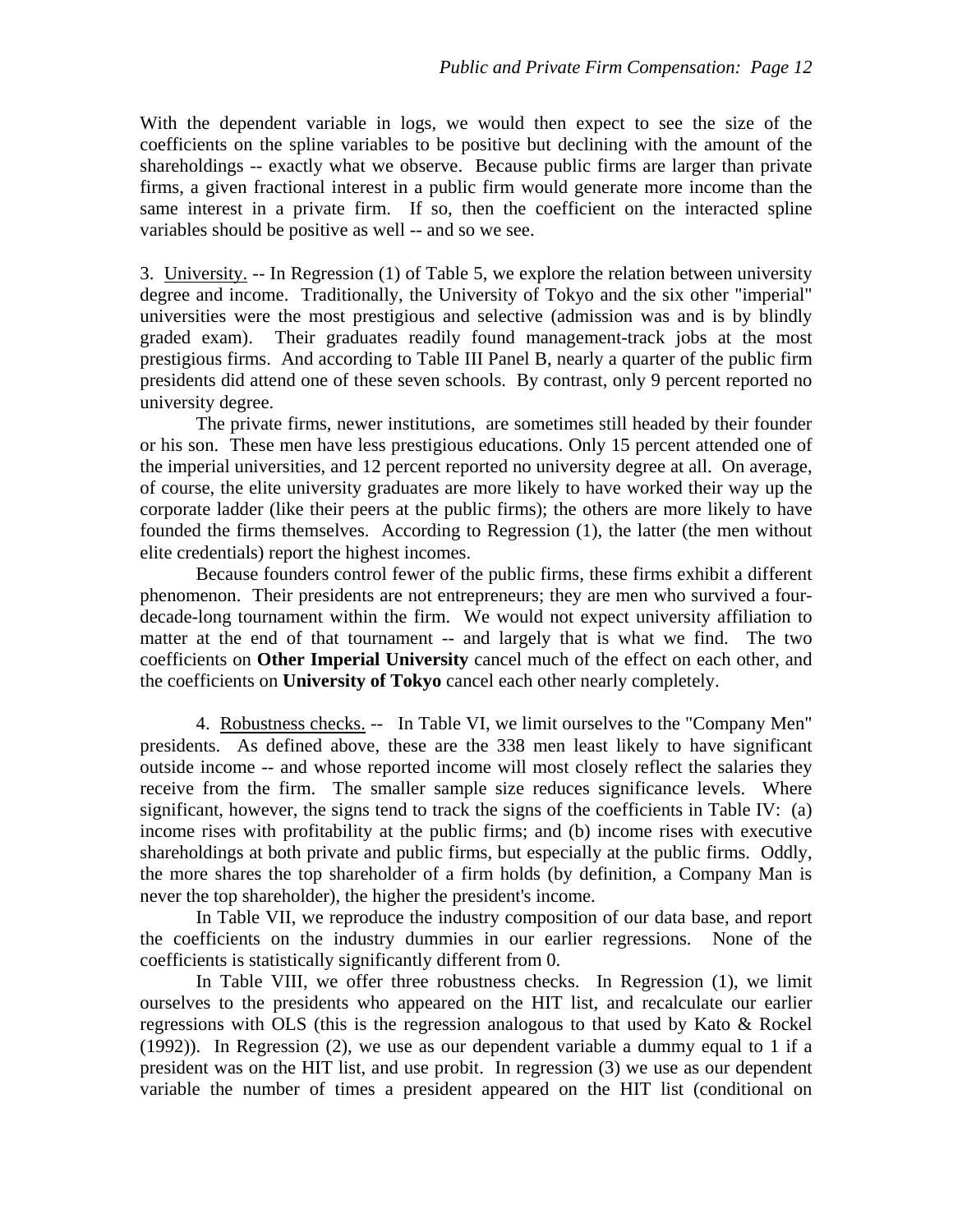With the dependent variable in logs, we would then expect to see the size of the coefficients on the spline variables to be positive but declining with the amount of the shareholdings -- exactly what we observe. Because public firms are larger than private firms, a given fractional interest in a public firm would generate more income than the same interest in a private firm. If so, then the coefficient on the interacted spline variables should be positive as well -- and so we see.

3. University. -- In Regression (1) of Table 5, we explore the relation between university degree and income. Traditionally, the University of Tokyo and the six other "imperial" universities were the most prestigious and selective (admission was and is by blindly graded exam). Their graduates readily found management-track jobs at the most prestigious firms. And according to Table III Panel B, nearly a quarter of the public firm presidents did attend one of these seven schools. By contrast, only 9 percent reported no university degree.

The private firms, newer institutions, are sometimes still headed by their founder or his son. These men have less prestigious educations. Only 15 percent attended one of the imperial universities, and 12 percent reported no university degree at all. On average, of course, the elite university graduates are more likely to have worked their way up the corporate ladder (like their peers at the public firms); the others are more likely to have founded the firms themselves. According to Regression (1), the latter (the men without elite credentials) report the highest incomes.

Because founders control fewer of the public firms, these firms exhibit a different phenomenon. Their presidents are not entrepreneurs; they are men who survived a four-decade-long tournament within the firm. We would not expect university affiliation to matter at the end of that tournament -- and largely that is what we find. The two coefficients on **Other Imperial University** cancel much of the effect on each other, and the coefficients on **University of Tokyo** cancel each other nearly completely.

4. Robustness checks. -- In Table VI, we limit ourselves to the "Company Men" presidents. As defined above, these are the 338 men least likely to have significant outside income -- and whose reported income will most closely reflect the salaries they receive from the firm. The smaller sample size reduces significance levels. Where significant, however, the signs tend to track the signs of the coefficients in Table IV: (a) income rises with profitability at the public firms; and (b) income rises with executive shareholdings at both private and public firms, but especially at the public firms. Oddly, the more shares the top shareholder of a firm holds (by definition, a Company Man is never the top shareholder), the higher the president's income.

In Table VII, we reproduce the industry composition of our data base, and report the coefficients on the industry dummies in our earlier regressions. None of the coefficients is statistically significantly different from 0.

In Table VIII, we offer three robustness checks. In Regression (1), we limit ourselves to the presidents who appeared on the HIT list, and recalculate our earlier regressions with OLS (this is the regression analogous to that used by Kato & Rockel (1992)). In Regression (2), we use as our dependent variable a dummy equal to 1 if a president was on the HIT list, and use probit. In regression (3) we use as our dependent variable the number of times a president appeared on the HIT list (conditional on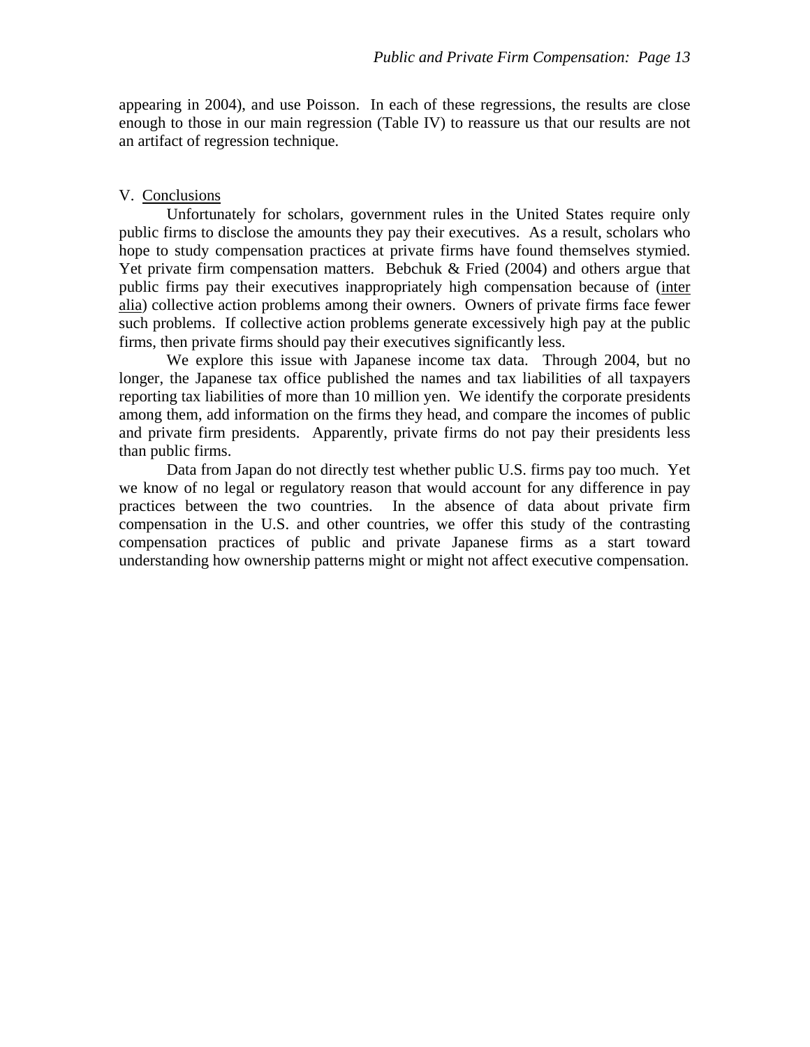appearing in 2004), and use Poisson. In each of these regressions, the results are close enough to those in our main regression (Table IV) to reassure us that our results are not an artifact of regression technique.

## V. Conclusions

Unfortunately for scholars, government rules in the United States require only public firms to disclose the amounts they pay their executives. As a result, scholars who hope to study compensation practices at private firms have found themselves stymied. Yet private firm compensation matters. Bebchuk & Fried (2004) and others argue that public firms pay their executives inappropriately high compensation because of (inter alia) collective action problems among their owners. Owners of private firms face fewer such problems. If collective action problems generate excessively high pay at the public firms, then private firms should pay their executives significantly less.

We explore this issue with Japanese income tax data. Through 2004, but no longer, the Japanese tax office published the names and tax liabilities of all taxpayers reporting tax liabilities of more than 10 million yen. We identify the corporate presidents among them, add information on the firms they head, and compare the incomes of public and private firm presidents. Apparently, private firms do not pay their presidents less than public firms.

Data from Japan do not directly test whether public U.S. firms pay too much. Yet we know of no legal or regulatory reason that would account for any difference in pay practices between the two countries. In the absence of data about private firm compensation in the U.S. and other countries, we offer this study of the contrasting compensation practices of public and private Japanese firms as a start toward understanding how ownership patterns might or might not affect executive compensation.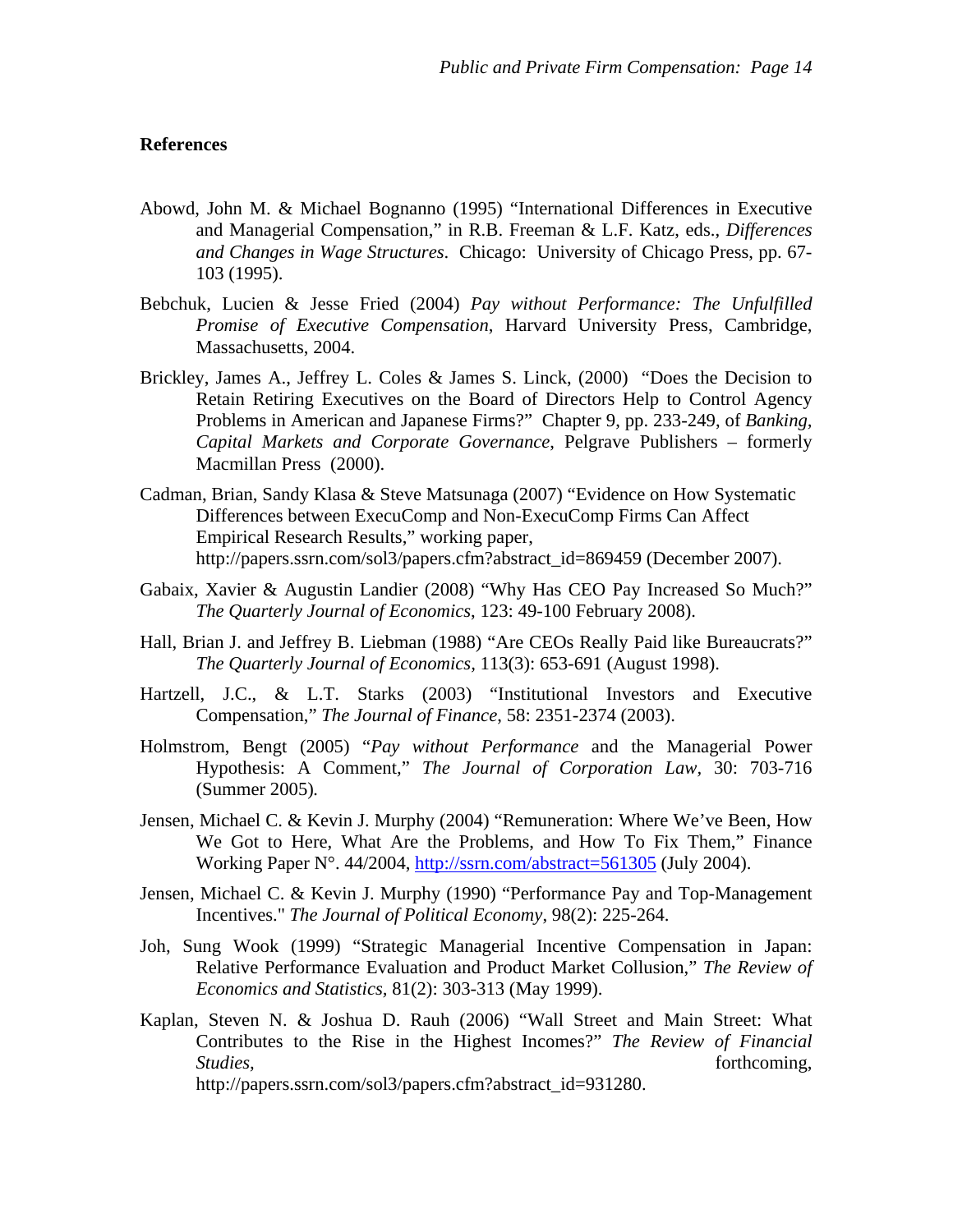**References**

Abowd, John M. & Michael Bognanno (1995) "International Differences in Executive and Managerial Compensation," in R.B. Freeman & L.F. Katz, eds., *Differences and Changes in Wage Structures*. Chicago: University of Chicago Press, pp. 67-103 (1995).

Bebchuk, Lucien & Jesse Fried (2004) *Pay without Performance: The Unfulfilled Promise of Executive Compensation*, Harvard University Press, Cambridge, Massachusetts, 2004.

Brickley, James A., Jeffrey L. Coles & James S. Linck, (2000) "Does the Decision to Retain Retiring Executives on the Board of Directors Help to Control Agency Problems in American and Japanese Firms?" Chapter 9, pp. 233-249, of *Banking, Capital Markets and Corporate Governance*, Pelgrave Publishers – formerly Macmillan Press (2000).

Cadman, Brian, Sandy Klasa & Steve Matsunaga (2007) "Evidence on How Systematic Differences between ExecuComp and Non-ExecuComp Firms Can Affect Empirical Research Results," working paper, http://papers.ssrn.com/sol3/papers.cfm?abstract_id=869459 (December 2007).

Gabaix, Xavier & Augustin Landier (2008) "Why Has CEO Pay Increased So Much?" *The Quarterly Journal of Economics*, 123: 49-100 February 2008).

Hall, Brian J. and Jeffrey B. Liebman (1988) "Are CEOs Really Paid like Bureaucrats?" *The Quarterly Journal of Economics*, 113(3): 653-691 (August 1998).

Hartzell, J.C., & L.T. Starks (2003) "Institutional Investors and Executive Compensation," *The Journal of Finance*, 58: 2351-2374 (2003).

Holmstrom, Bengt (2005) "*Pay without Performance* and the Managerial Power Hypothesis: A Comment," *The Journal of Corporation Law*, 30: 703-716 (Summer 2005).

Jensen, Michael C. & Kevin J. Murphy (2004) "Remuneration: Where We've Been, How We Got to Here, What Are the Problems, and How To Fix Them," Finance Working Paper N°. 44/2004, http://ssrn.com/abstract=561305 (July 2004).

Jensen, Michael C. & Kevin J. Murphy (1990) "Performance Pay and Top-Management Incentives." *The Journal of Political Economy*, 98(2): 225-264.

Joh, Sung Wook (1999) "Strategic Managerial Incentive Compensation in Japan: Relative Performance Evaluation and Product Market Collusion," *The Review of Economics and Statistics*, 81(2): 303-313 (May 1999).

Kaplan, Steven N. & Joshua D. Rauh (2006) "Wall Street and Main Street: What Contributes to the Rise in the Highest Incomes?" *The Review of Financial Studies*, forthcoming, http://papers.ssrn.com/sol3/papers.cfm?abstract_id=931280.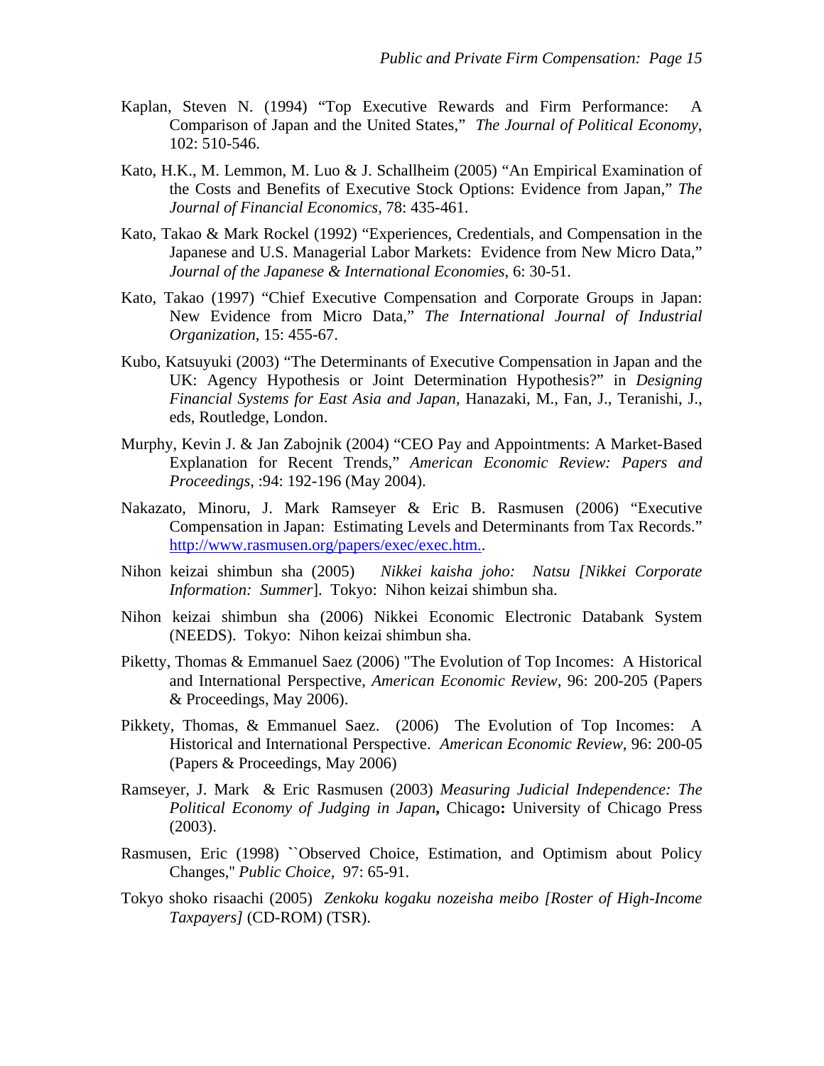Kaplan, Steven N. (1994) "Top Executive Rewards and Firm Performance: A Comparison of Japan and the United States," *The Journal of Political Economy*, 102: 510-546.

Kato, H.K., M. Lemmon, M. Luo & J. Schallheim (2005) "An Empirical Examination of the Costs and Benefits of Executive Stock Options: Evidence from Japan," *The Journal of Financial Economics*, 78: 435-461.

Kato, Takao & Mark Rockel (1992) "Experiences, Credentials, and Compensation in the Japanese and U.S. Managerial Labor Markets: Evidence from New Micro Data," *Journal of the Japanese & International Economies*, 6: 30-51.

Kato, Takao (1997) "Chief Executive Compensation and Corporate Groups in Japan: New Evidence from Micro Data," *The International Journal of Industrial Organization*, 15: 455-67.

Kubo, Katsuyuki (2003) "The Determinants of Executive Compensation in Japan and the UK: Agency Hypothesis or Joint Determination Hypothesis?" in *Designing Financial Systems for East Asia and Japan*, Hanazaki, M., Fan, J., Teranishi, J., eds, Routledge, London.

Murphy, Kevin J. & Jan Zabojnik (2004) "CEO Pay and Appointments: A Market-Based Explanation for Recent Trends," *American Economic Review: Papers and Proceedings*, :94: 192-196 (May 2004).

Nakazato, Minoru, J. Mark Ramseyer & Eric B. Rasmusen (2006) "Executive Compensation in Japan: Estimating Levels and Determinants from Tax Records." http://www.rasmusen.org/papers/exec/exec.htm..

Nihon keizai shimbun sha (2005) *Nikkei kaisha joho: Natsu [Nikkei Corporate Information: Summer*]. Tokyo: Nihon keizai shimbun sha.

Nihon keizai shimbun sha (2006) Nikkei Economic Electronic Databank System (NEEDS). Tokyo: Nihon keizai shimbun sha.

Piketty, Thomas & Emmanuel Saez (2006) "The Evolution of Top Incomes: A Historical and International Perspective, *American Economic Review*, 96: 200-205 (Papers & Proceedings, May 2006).

Pikkety, Thomas, & Emmanuel Saez. (2006) The Evolution of Top Incomes: A Historical and International Perspective. *American Economic Review*, 96: 200-05 (Papers & Proceedings, May 2006)

Ramseyer, J. Mark & Eric Rasmusen (2003) *Measuring Judicial Independence: The Political Economy of Judging in Japan***,** Chicago**:** University of Chicago Press (2003).

Rasmusen, Eric (1998) ``Observed Choice, Estimation, and Optimism about Policy Changes,'' *Public Choice,* 97: 65-91.

Tokyo shoko risaachi (2005) *Zenkoku kogaku nozeisha meibo [Roster of High-Income Taxpayers]* (CD-ROM) (TSR).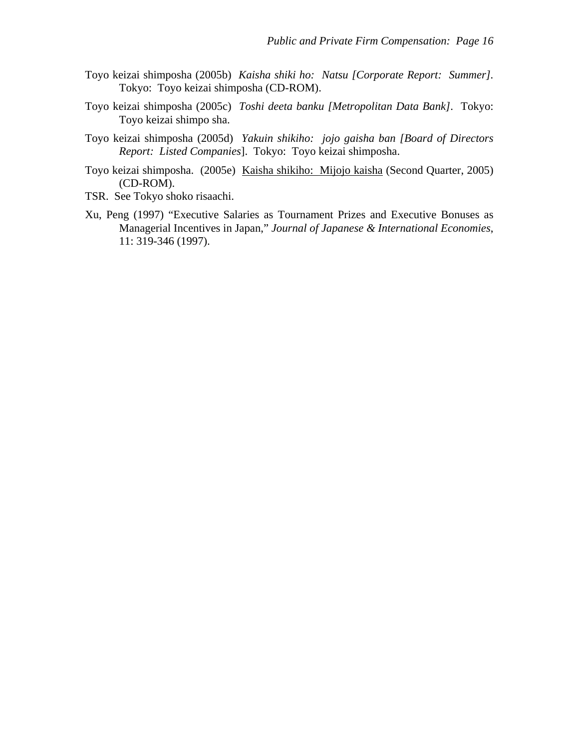Toyo keizai shimposha (2005b) *Kaisha shiki ho: Natsu [Corporate Report: Summer]*. Tokyo: Toyo keizai shimposha (CD-ROM).

Toyo keizai shimposha (2005c) *Toshi deeta banku [Metropolitan Data Bank]*. Tokyo: Toyo keizai shimpo sha.

Toyo keizai shimposha (2005d) *Yakuin shikiho: jojo gaisha ban [Board of Directors Report: Listed Companies]*. Tokyo: Toyo keizai shimposha.

Toyo keizai shimposha. (2005e) <u>Kaisha shikiho: Mijojo kaisha</u> (Second Quarter, 2005) (CD-ROM).

TSR. See Tokyo shoko risaachi.

Xu, Peng (1997) "Executive Salaries as Tournament Prizes and Executive Bonuses as Managerial Incentives in Japan," *Journal of Japanese & International Economies*, 11: 319-346 (1997).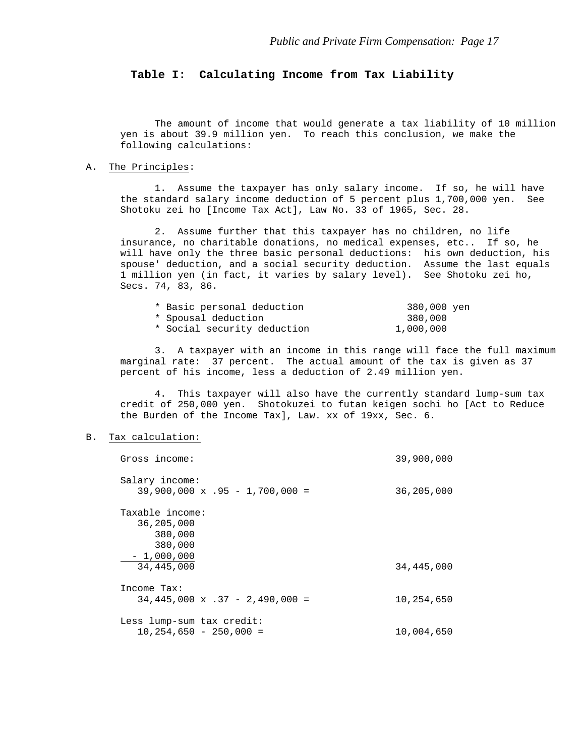## Table I: Calculating Income from Tax Liability

The amount of income that would generate a tax liability of 10 million yen is about 39.9 million yen. To reach this conclusion, we make the following calculations:

A. The Principles:

1. Assume the taxpayer has only salary income. If so, he will have the standard salary income deduction of 5 percent plus 1,700,000 yen. See Shotoku zei ho [Income Tax Act], Law No. 33 of 1965, Sec. 28.

2. Assume further that this taxpayer has no children, no life insurance, no charitable donations, no medical expenses, etc.. If so, he will have only the three basic personal deductions: his own deduction, his spouse' deduction, and a social security deduction. Assume the last equals 1 million yen (in fact, it varies by salary level). See Shotoku zei ho, Secs. 74, 83, 86.

| | |
|---|---|
| * Basic personal deduction | 380,000 yen |
| * Spousal deduction | 380,000 |
| * Social security deduction | 1,000,000 |

3. A taxpayer with an income in this range will face the full maximum marginal rate: 37 percent. The actual amount of the tax is given as 37 percent of his income, less a deduction of 2.49 million yen.

4. This taxpayer will also have the currently standard lump-sum tax credit of 250,000 yen. Shotokuzei to futan keigen sochi ho [Act to Reduce the Burden of the Income Tax], Law. xx of 19xx, Sec. 6.

B. Tax calculation:

| | |
|---|---|
| Gross income: | 39,900,000 |
| Salary income: 39,900,000 x .95 - 1,700,000 = | 36,205,000 |
| Taxable income: 36,205,000 / 380,000 / 380,000 / - 1,000,000 / 34,445,000 | 34,445,000 |
| Income Tax: 34,445,000 x .37 - 2,490,000 = | 10,254,650 |
| Less lump-sum tax credit: 10,254,650 - 250,000 = | 10,004,650 |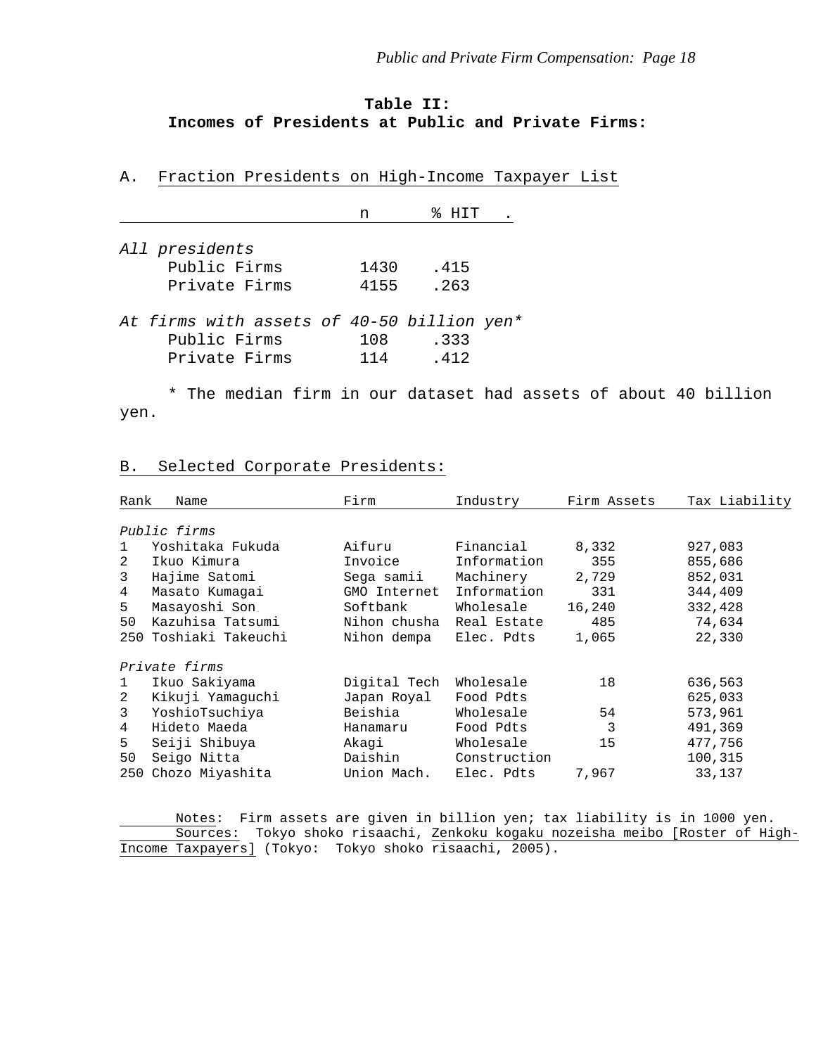**Table II:**
**Incomes of Presidents at Public and Private Firms:**

A. Fraction Presidents on High-Income Taxpayer List

| | n | % HIT |
|---|---|---|
| *All presidents* | | |
| Public Firms | 1430 | .415 |
| Private Firms | 4155 | .263 |
| *At firms with assets of 40-50 billion yen** | | |
| Public Firms | 108 | .333 |
| Private Firms | 114 | .412 |

\* The median firm in our dataset had assets of about 40 billion yen.

B. Selected Corporate Presidents:

| Rank | Name | Firm | Industry | Firm Assets | Tax Liability |
|---|---|---|---|---|---|
| *Public firms* | | | | | |
| 1 | Yoshitaka Fukuda | Aifuru | Financial | 8,332 | 927,083 |
| 2 | Ikuo Kimura | Invoice | Information | 355 | 855,686 |
| 3 | Hajime Satomi | Sega samii | Machinery | 2,729 | 852,031 |
| 4 | Masato Kumagai | GMO Internet | Information | 331 | 344,409 |
| 5 | Masayoshi Son | Softbank | Wholesale | 16,240 | 332,428 |
| 50 | Kazuhisa Tatsumi | Nihon chusha | Real Estate | 485 | 74,634 |
| 250 | Toshiaki Takeuchi | Nihon dempa | Elec. Pdts | 1,065 | 22,330 |
| *Private firms* | | | | | |
| 1 | Ikuo Sakiyama | Digital Tech | Wholesale | 18 | 636,563 |
| 2 | Kikuji Yamaguchi | Japan Royal | Food Pdts | | 625,033 |
| 3 | YoshioTsuchiya | Beishia | Wholesale | 54 | 573,961 |
| 4 | Hideto Maeda | Hanamaru | Food Pdts | 3 | 491,369 |
| 5 | Seiji Shibuya | Akagi | Wholesale | 15 | 477,756 |
| 50 | Seigo Nitta | Daishin | Construction | | 100,315 |
| 250 | Chozo Miyashita | Union Mach. | Elec. Pdts | 7,967 | 33,137 |

Notes: Firm assets are given in billion yen; tax liability is in 1000 yen.
Sources: Tokyo shoko risaachi, Zenkoku kogaku nozeisha meibo [Roster of High-Income Taxpayers] (Tokyo: Tokyo shoko risaachi, 2005).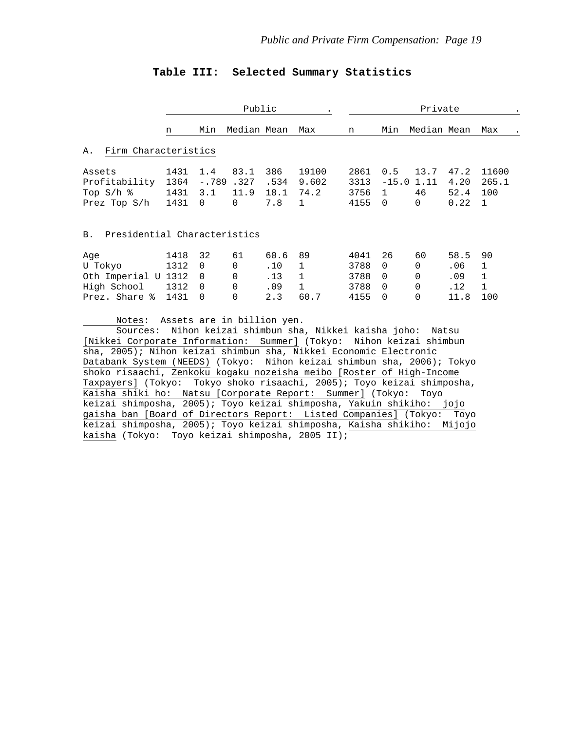## Table III: Selected Summary Statistics

| | Public | | | | | Private | | | | |
|---|---|---|---|---|---|---|---|---|---|---|
| | n | Min | Median | Mean | Max | n | Min | Median | Mean | Max |
| A. Firm Characteristics | | | | | | | | | | |
| Assets | 1431 | 1.4 | 83.1 | 386 | 19100 | 2861 | 0.5 | 13.7 | 47.2 | 11600 |
| Profitability | 1364 | -.789 | .327 | .534 | 9.602 | 3313 | -15.0 | 1.11 | 4.20 | 265.1 |
| Top S/h % | 1431 | 3.1 | 11.9 | 18.1 | 74.2 | 3756 | 1 | 46 | 52.4 | 100 |
| Prez Top S/h | 1431 | 0 | 0 | 7.8 | 1 | 4155 | 0 | 0 | 0.22 | 1 |
| B. Presidential Characteristics | | | | | | | | | | |
| Age | 1418 | 32 | 61 | 60.6 | 89 | 4041 | 26 | 60 | 58.5 | 90 |
| U Tokyo | 1312 | 0 | 0 | .10 | 1 | 3788 | 0 | 0 | .06 | 1 |
| Oth Imperial U | 1312 | 0 | 0 | .13 | 1 | 3788 | 0 | 0 | .09 | 1 |
| High School | 1312 | 0 | 0 | .09 | 1 | 3788 | 0 | 0 | .12 | 1 |
| Prez. Share % | 1431 | 0 | 0 | 2.3 | 60.7 | 4155 | 0 | 0 | 11.8 | 100 |

Notes: Assets are in billion yen.

Sources: Nihon keizai shimbun sha, Nikkei kaisha joho: Natsu [Nikkei Corporate Information: Summer] (Tokyo: Nihon keizai shimbun sha, 2005); Nihon keizai shimbun sha, Nikkei Economic Electronic Databank System (NEEDS) (Tokyo: Nihon keizai shimbun sha, 2006); Tokyo shoko risaachi, Zenkoku kogaku nozeisha meibo [Roster of High-Income Taxpayers] (Tokyo: Tokyo shoko risaachi, 2005); Toyo keizai shimposha, Kaisha shiki ho: Natsu [Corporate Report: Summer] (Tokyo: Toyo keizai shimposha, 2005); Toyo keizai shimposha, Yakuin shikiho: jojo gaisha ban [Board of Directors Report: Listed Companies] (Tokyo: Toyo keizai shimposha, 2005); Toyo keizai shimposha, Kaisha shikiho: Mijojo kaisha (Tokyo: Toyo keizai shimposha, 2005 II);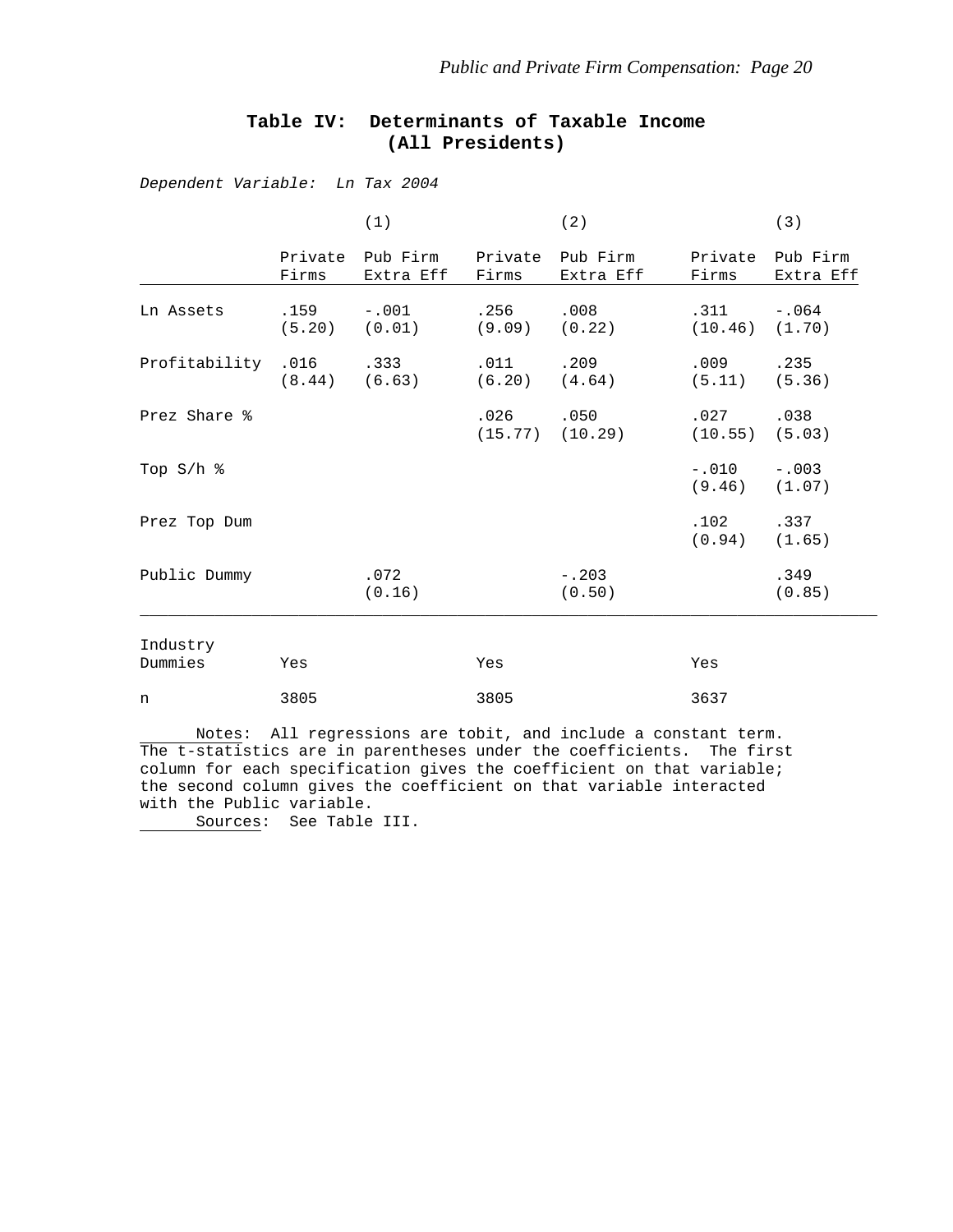## Table IV: Determinants of Taxable Income (All Presidents)

*Dependent Variable: Ln Tax 2004*

| | (1) | | (2) | | (3) | |
|---|---|---|---|---|---|---|
| | Private Firms | Pub Firm Extra Eff | Private Firms | Pub Firm Extra Eff | Private Firms | Pub Firm Extra Eff |
| Ln Assets | .159 (5.20) | -.001 (0.01) | .256 (9.09) | .008 (0.22) | .311 (10.46) | -.064 (1.70) |
| Profitability | .016 (8.44) | .333 (6.63) | .011 (6.20) | .209 (4.64) | .009 (5.11) | .235 (5.36) |
| Prez Share % | | | .026 (15.77) | .050 (10.29) | .027 (10.55) | .038 (5.03) |
| Top S/h % | | | | | -.010 (9.46) | -.003 (1.07) |
| Prez Top Dum | | | | | .102 (0.94) | .337 (1.65) |
| Public Dummy | | .072 (0.16) | | -.203 (0.50) | | .349 (0.85) |
| Industry Dummies | Yes | | Yes | | Yes | |
| n | 3805 | | 3805 | | 3637 | |

Notes: All regressions are tobit, and include a constant term. The t-statistics are in parentheses under the coefficients. The first column for each specification gives the coefficient on that variable; the second column gives the coefficient on that variable interacted with the Public variable.

Sources: See Table III.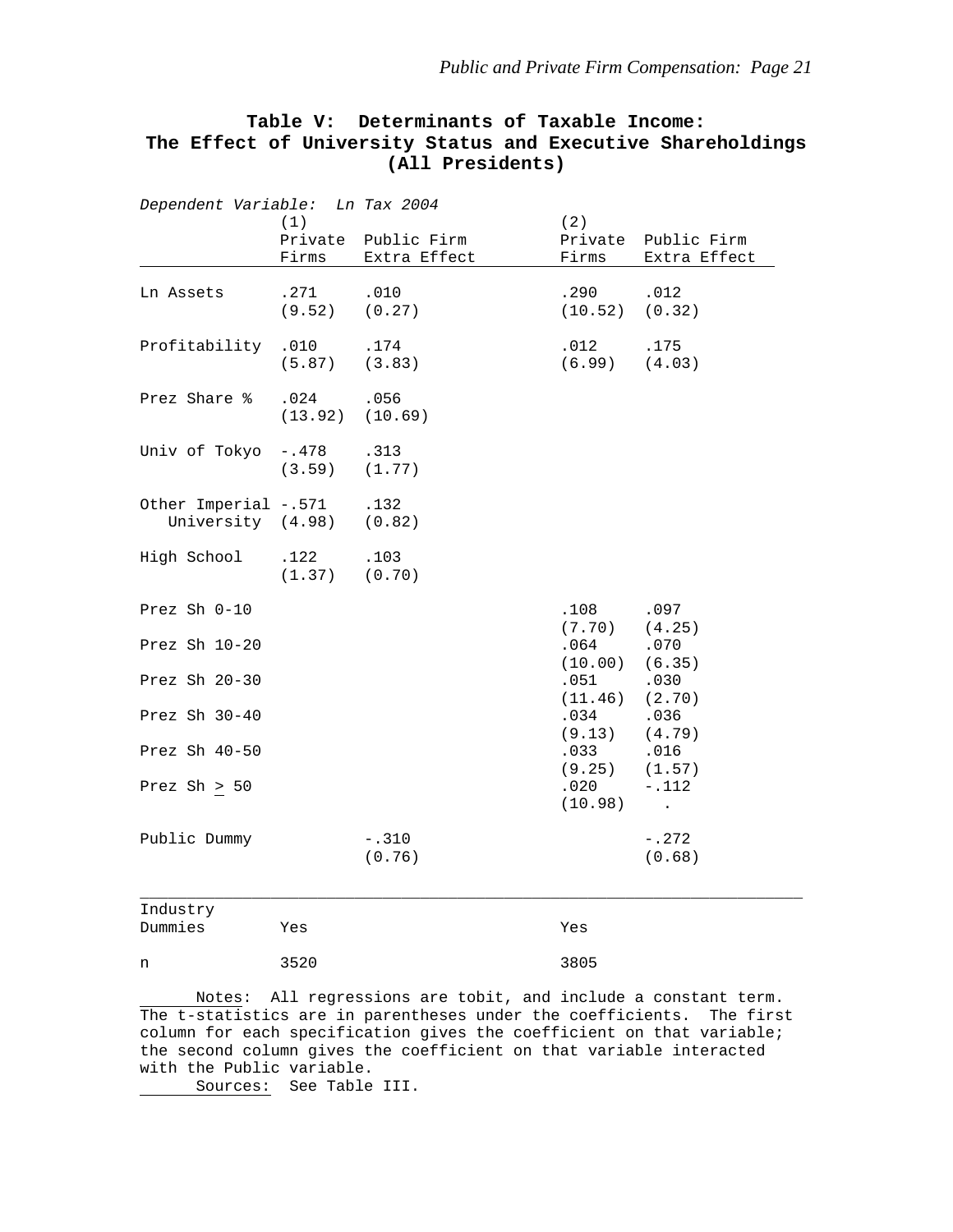**Table V: Determinants of Taxable Income: The Effect of University Status and Executive Shareholdings (All Presidents)**

*Dependent Variable: Ln Tax 2004*

| | (1) Private Firms | (1) Public Firm Extra Effect | (2) Private Firms | (2) Public Firm Extra Effect |
|---|---|---|---|---|
| Ln Assets | .271<br>(9.52) | .010<br>(0.27) | .290<br>(10.52) | .012<br>(0.32) |
| Profitability | .010<br>(5.87) | .174<br>(3.83) | .012<br>(6.99) | .175<br>(4.03) |
| Prez Share % | .024<br>(13.92) | .056<br>(10.69) | | |
| Univ of Tokyo | -.478<br>(3.59) | .313<br>(1.77) | | |
| Other Imperial University | -.571<br>(4.98) | .132<br>(0.82) | | |
| High School | .122<br>(1.37) | .103<br>(0.70) | | |
| Prez Sh 0-10 | | | .108<br>(7.70) | .097<br>(4.25) |
| Prez Sh 10-20 | | | .064<br>(10.00) | .070<br>(6.35) |
| Prez Sh 20-30 | | | .051<br>(11.46) | .030<br>(2.70) |
| Prez Sh 30-40 | | | .034<br>(9.13) | .036<br>(4.79) |
| Prez Sh 40-50 | | | .033<br>(9.25) | .016<br>(1.57) |
| Prez Sh $\geq$ 50 | | | .020<br>(10.98) | -.112<br>. |
| Public Dummy | | -.310<br>(0.76) | | -.272<br>(0.68) |
| Industry Dummies | Yes | | Yes | |
| n | 3520 | | 3805 | |

Notes: All regressions are tobit, and include a constant term. The t-statistics are in parentheses under the coefficients. The first column for each specification gives the coefficient on that variable; the second column gives the coefficient on that variable interacted with the Public variable.

Sources: See Table III.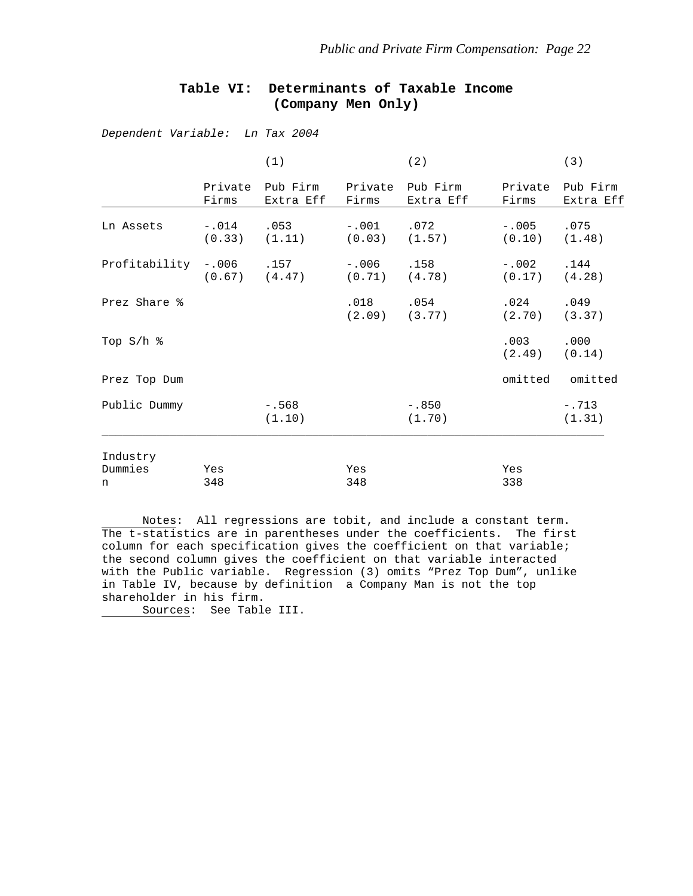**Table VI: Determinants of Taxable Income (Company Men Only)**

*Dependent Variable: Ln Tax 2004*

| | (1) | | (2) | | (3) | |
|---|---|---|---|---|---|---|
| | Private Firms | Pub Firm Extra Eff | Private Firms | Pub Firm Extra Eff | Private Firms | Pub Firm Extra Eff |
| Ln Assets | -.014 (0.33) | .053 (1.11) | -.001 (0.03) | .072 (1.57) | -.005 (0.10) | .075 (1.48) |
| Profitability | -.006 (0.67) | .157 (4.47) | -.006 (0.71) | .158 (4.78) | -.002 (0.17) | .144 (4.28) |
| Prez Share % | | | .018 (2.09) | .054 (3.77) | .024 (2.70) | .049 (3.37) |
| Top S/h % | | | | | .003 (2.49) | .000 (0.14) |
| Prez Top Dum | | | | | omitted | omitted |
| Public Dummy | | -.568 (1.10) | | -.850 (1.70) | | -.713 (1.31) |
| Industry Dummies | Yes | | Yes | | Yes | |
| n | 348 | | 348 | | 338 | |

Notes: All regressions are tobit, and include a constant term. The t-statistics are in parentheses under the coefficients. The first column for each specification gives the coefficient on that variable; the second column gives the coefficient on that variable interacted with the Public variable. Regression (3) omits "Prez Top Dum", unlike in Table IV, because by definition a Company Man is not the top shareholder in his firm.

Sources: See Table III.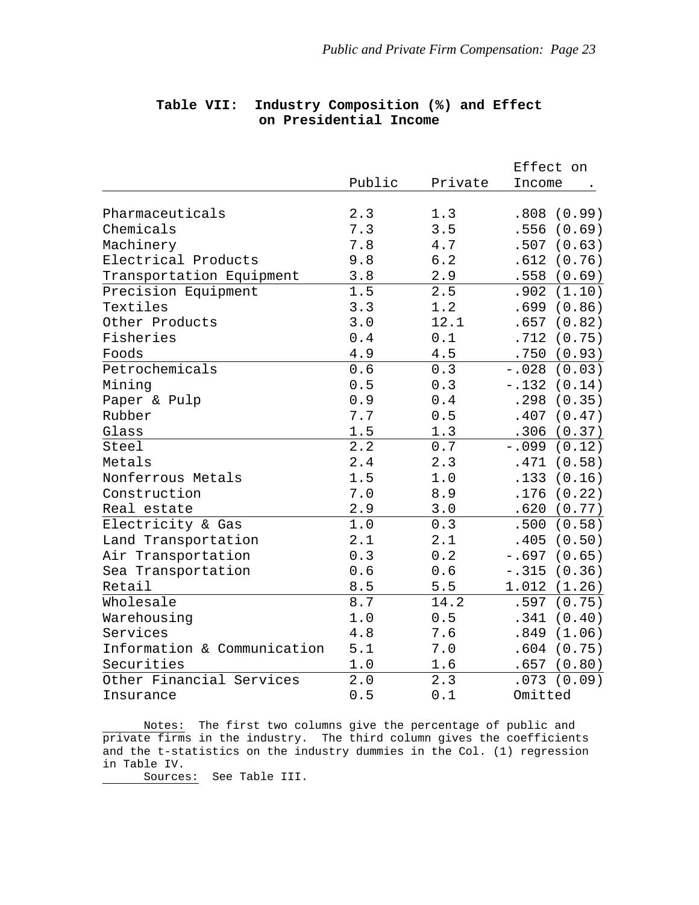**Table VII: Industry Composition (%) and Effect on Presidential Income**

| | Public | Private | Effect on Income |
|---|---|---|---|
| Pharmaceuticals | 2.3 | 1.3 | .808 (0.99) |
| Chemicals | 7.3 | 3.5 | .556 (0.69) |
| Machinery | 7.8 | 4.7 | .507 (0.63) |
| Electrical Products | 9.8 | 6.2 | .612 (0.76) |
| Transportation Equipment | 3.8 | 2.9 | .558 (0.69) |
| Precision Equipment | 1.5 | 2.5 | .902 (1.10) |
| Textiles | 3.3 | 1.2 | .699 (0.86) |
| Other Products | 3.0 | 12.1 | .657 (0.82) |
| Fisheries | 0.4 | 0.1 | .712 (0.75) |
| Foods | 4.9 | 4.5 | .750 (0.93) |
| Petrochemicals | 0.6 | 0.3 | -.028 (0.03) |
| Mining | 0.5 | 0.3 | -.132 (0.14) |
| Paper & Pulp | 0.9 | 0.4 | .298 (0.35) |
| Rubber | 7.7 | 0.5 | .407 (0.47) |
| Glass | 1.5 | 1.3 | .306 (0.37) |
| Steel | 2.2 | 0.7 | -.099 (0.12) |
| Metals | 2.4 | 2.3 | .471 (0.58) |
| Nonferrous Metals | 1.5 | 1.0 | .133 (0.16) |
| Construction | 7.0 | 8.9 | .176 (0.22) |
| Real estate | 2.9 | 3.0 | .620 (0.77) |
| Electricity & Gas | 1.0 | 0.3 | .500 (0.58) |
| Land Transportation | 2.1 | 2.1 | .405 (0.50) |
| Air Transportation | 0.3 | 0.2 | -.697 (0.65) |
| Sea Transportation | 0.6 | 0.6 | -.315 (0.36) |
| Retail | 8.5 | 5.5 | 1.012 (1.26) |
| Wholesale | 8.7 | 14.2 | .597 (0.75) |
| Warehousing | 1.0 | 0.5 | .341 (0.40) |
| Services | 4.8 | 7.6 | .849 (1.06) |
| Information & Communication | 5.1 | 7.0 | .604 (0.75) |
| Securities | 1.0 | 1.6 | .657 (0.80) |
| Other Financial Services | 2.0 | 2.3 | .073 (0.09) |
| Insurance | 0.5 | 0.1 | Omitted |

Notes: The first two columns give the percentage of public and private firms in the industry. The third column gives the coefficients and the t-statistics on the industry dummies in the Col. (1) regression in Table IV.

Sources: See Table III.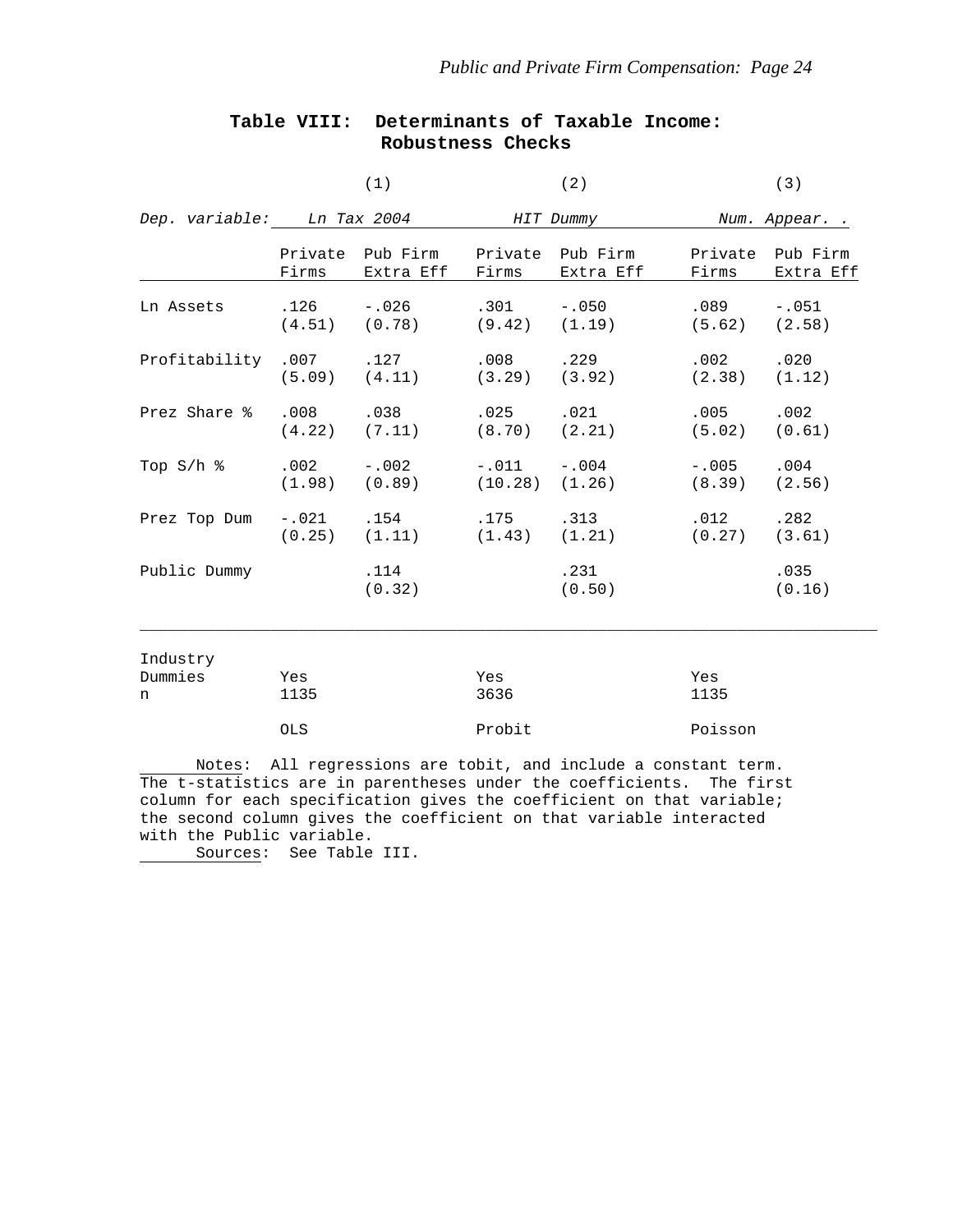# Table VIII: Determinants of Taxable Income: Robustness Checks

| | (1) | | (2) | | (3) | |
|---|---|---|---|---|---|---|
| *Dep. variable:* | *Ln Tax 2004* | | *HIT Dummy* | | *Num. Appear. .* | |
| | Private Firms | Pub Firm Extra Eff | Private Firms | Pub Firm Extra Eff | Private Firms | Pub Firm Extra Eff |
| Ln Assets | .126 (4.51) | -.026 (0.78) | .301 (9.42) | -.050 (1.19) | .089 (5.62) | -.051 (2.58) |
| Profitability | .007 (5.09) | .127 (4.11) | .008 (3.29) | .229 (3.92) | .002 (2.38) | .020 (1.12) |
| Prez Share % | .008 (4.22) | .038 (7.11) | .025 (8.70) | .021 (2.21) | .005 (5.02) | .002 (0.61) |
| Top S/h % | .002 (1.98) | -.002 (0.89) | -.011 (10.28) | -.004 (1.26) | -.005 (8.39) | .004 (2.56) |
| Prez Top Dum | -.021 (0.25) | .154 (1.11) | .175 (1.43) | .313 (1.21) | .012 (0.27) | .282 (3.61) |
| Public Dummy | | .114 (0.32) | | .231 (0.50) | | .035 (0.16) |
| Industry Dummies | Yes | | Yes | | Yes | |
| n | 1135 | | 3636 | | 1135 | |
| | OLS | | Probit | | Poisson | |

Notes: All regressions are tobit, and include a constant term. The t-statistics are in parentheses under the coefficients. The first column for each specification gives the coefficient on that variable; the second column gives the coefficient on that variable interacted with the Public variable.

Sources: See Table III.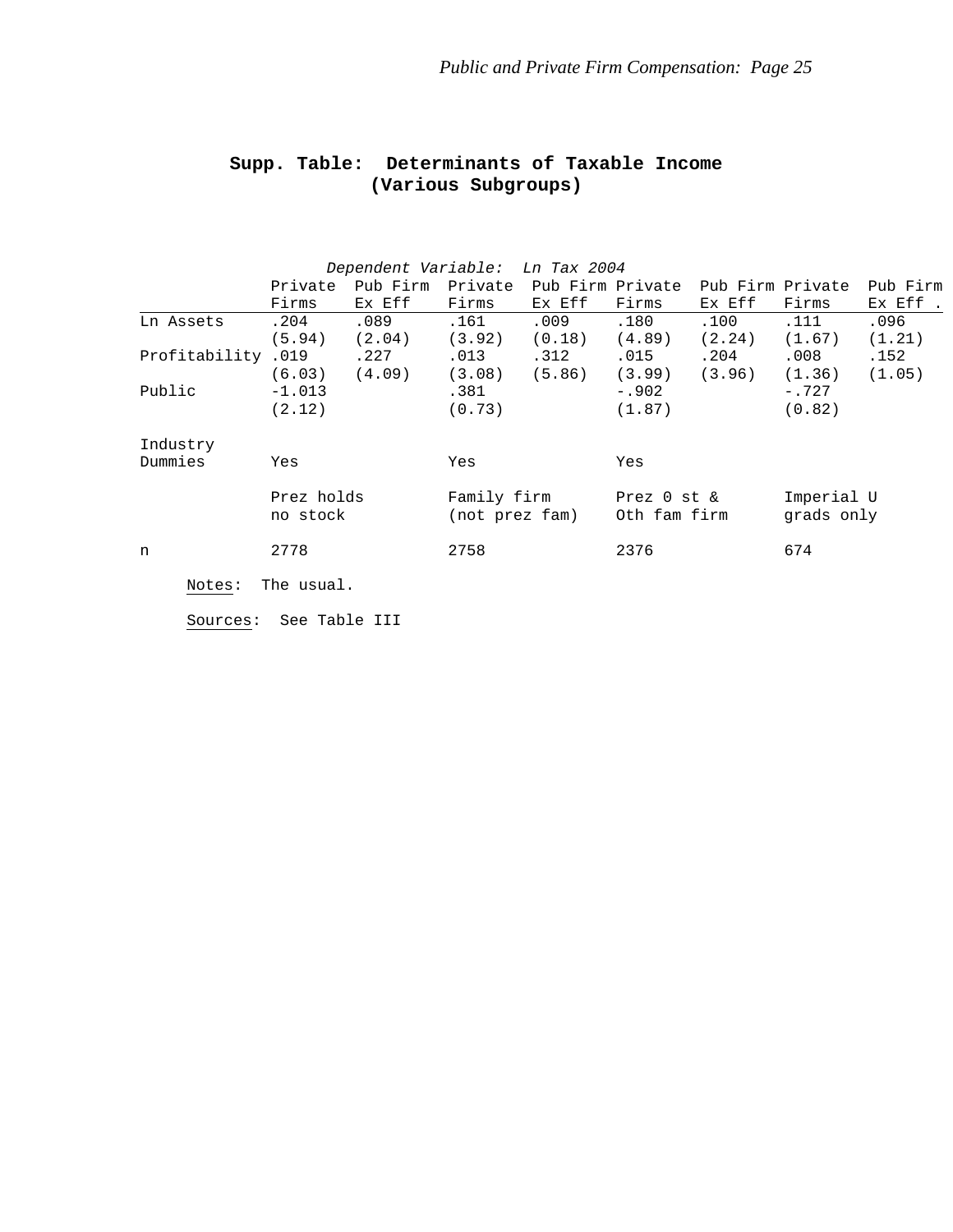**Supp. Table: Determinants of Taxable Income**
**(Various Subgroups)**

*Dependent Variable: Ln Tax 2004*

| | Private Firms | Pub Firm Ex Eff | Private Firms | Pub Firm Ex Eff | Private Firms | Pub Firm Ex Eff | Private Firms | Pub Firm Ex Eff . |
|---|---|---|---|---|---|---|---|---|
| Ln Assets | .204 | .089 | .161 | .009 | .180 | .100 | .111 | .096 |
| | (5.94) | (2.04) | (3.92) | (0.18) | (4.89) | (2.24) | (1.67) | (1.21) |
| Profitability | .019 | .227 | .013 | .312 | .015 | .204 | .008 | .152 |
| | (6.03) | (4.09) | (3.08) | (5.86) | (3.99) | (3.96) | (1.36) | (1.05) |
| Public | -1.013 | | .381 | | -.902 | | -.727 | |
| | (2.12) | | (0.73) | | (1.87) | | (0.82) | |
| Industry Dummies | Yes | | Yes | | Yes | | | |
| | Prez holds no stock | | Family firm (not prez fam) | | Prez 0 st & Oth fam firm | | Imperial U grads only | |
| n | 2778 | | 2758 | | 2376 | | 674 | |

Notes: The usual.

Sources: See Table III